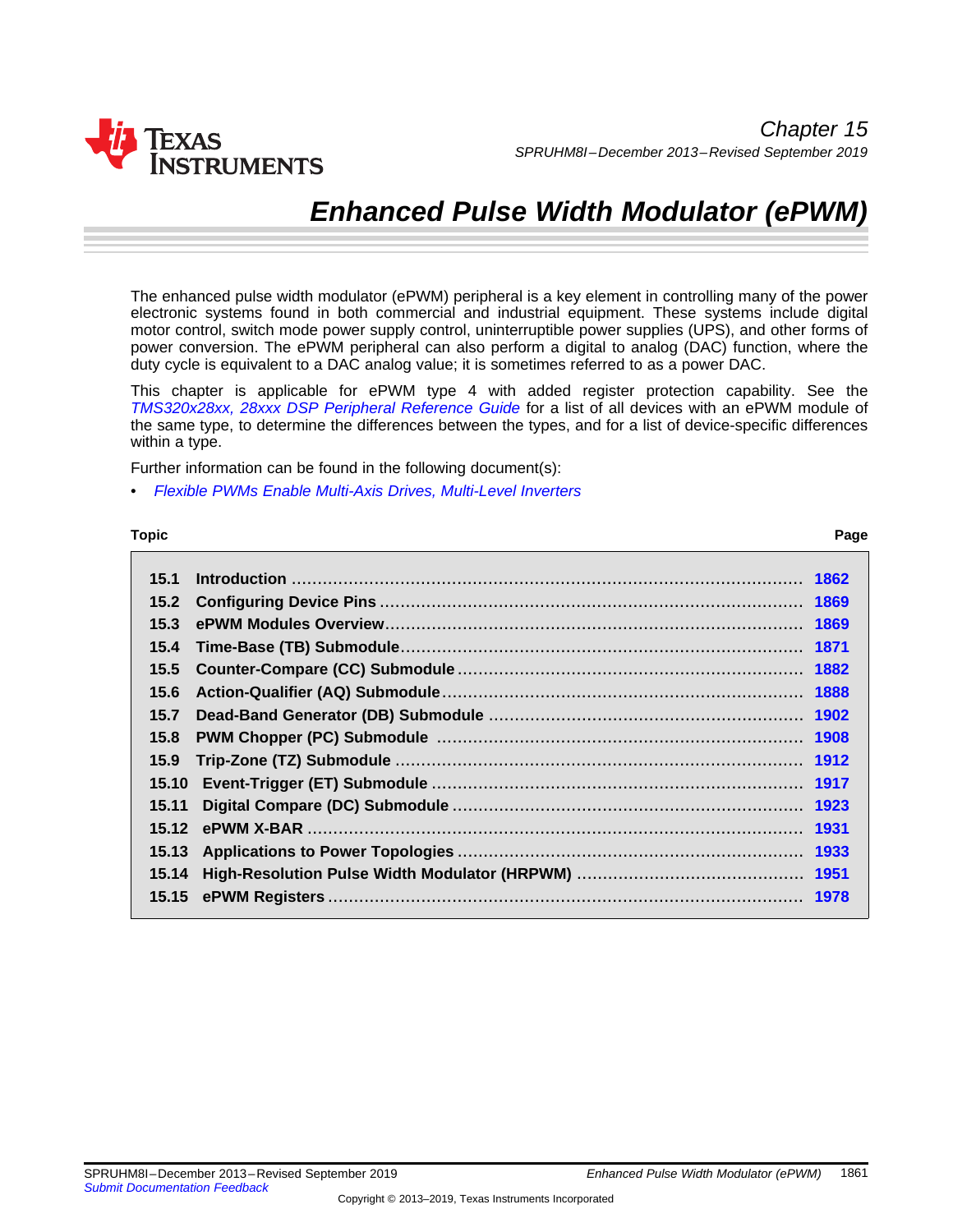Chapter 15

SPRUHM8I – December 2013 – Revised September 2019

# Enhanced Pulse Width Modulator (ePWM)

The enhanced pulse width modulator (ePWM) peripheral is a key element in controlling many of the power electronic systems found in both commercial and industrial equipment. These systems include digital motor control, switch mode power supply control, uninterruptible power supplies (UPS), and other forms of power conversion. The ePWM peripheral can also perform a digital to analog (DAC) function, where the duty cycle is equivalent to a DAC analog value; it is sometimes referred to as a power DAC.

This chapter is applicable for ePWM type 4 with added register protection capability. See the *TMS320x28xx, 28xxx DSP Peripheral Reference Guide* for a list of all devices with an ePWM module of the same type, to determine the differences between the types, and for a list of device-specific differences within a type.

Further information can be found in the following document(s):

- *Flexible PWMs Enable Multi-Axis Drives, Multi-Level Inverters*

| Topic | | Page |
|---|---|---|
| 15.1 | Introduction | 1862 |
| 15.2 | Configuring Device Pins | 1869 |
| 15.3 | ePWM Modules Overview | 1869 |
| 15.4 | Time-Base (TB) Submodule | 1871 |
| 15.5 | Counter-Compare (CC) Submodule | 1882 |
| 15.6 | Action-Qualifier (AQ) Submodule | 1888 |
| 15.7 | Dead-Band Generator (DB) Submodule | 1902 |
| 15.8 | PWM Chopper (PC) Submodule | 1908 |
| 15.9 | Trip-Zone (TZ) Submodule | 1912 |
| 15.10 | Event-Trigger (ET) Submodule | 1917 |
| 15.11 | Digital Compare (DC) Submodule | 1923 |
| 15.12 | ePWM X-BAR | 1931 |
| 15.13 | Applications to Power Topologies | 1933 |
| 15.14 | High-Resolution Pulse Width Modulator (HRPWM) | 1951 |
| 15.15 | ePWM Registers | 1978 |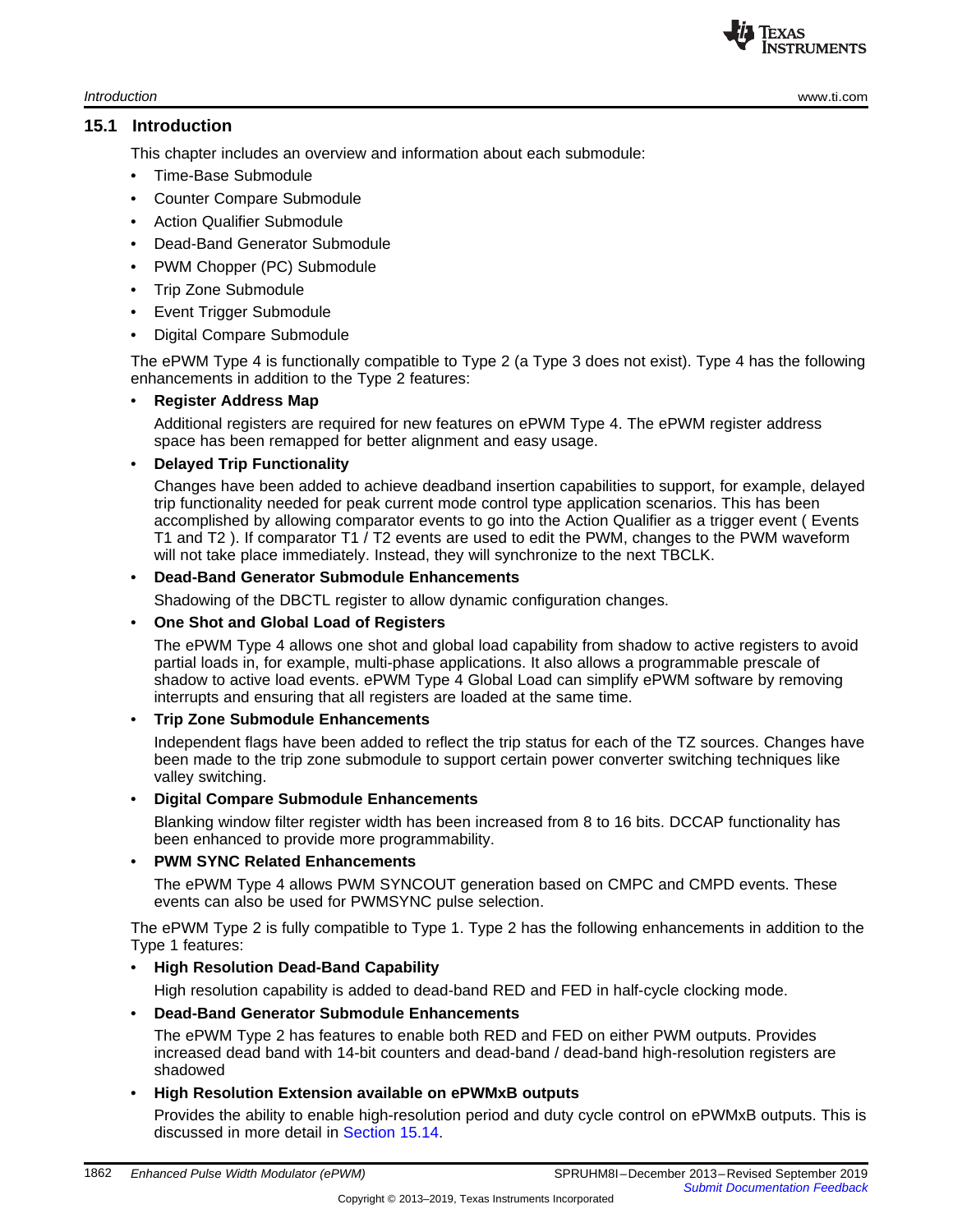## 15.1 Introduction

This chapter includes an overview and information about each submodule:

- Time-Base Submodule
- Counter Compare Submodule
- Action Qualifier Submodule
- Dead-Band Generator Submodule
- PWM Chopper (PC) Submodule
- Trip Zone Submodule
- Event Trigger Submodule
- Digital Compare Submodule

The ePWM Type 4 is functionally compatible to Type 2 (a Type 3 does not exist). Type 4 has the following enhancements in addition to the Type 2 features:

- **Register Address Map**

  Additional registers are required for new features on ePWM Type 4. The ePWM register address space has been remapped for better alignment and easy usage.

- **Delayed Trip Functionality**

  Changes have been added to achieve deadband insertion capabilities to support, for example, delayed trip functionality needed for peak current mode control type application scenarios. This has been accomplished by allowing comparator events to go into the Action Qualifier as a trigger event ( Events T1 and T2 ). If comparator T1 / T2 events are used to edit the PWM, changes to the PWM waveform will not take place immediately. Instead, they will synchronize to the next TBCLK.

- **Dead-Band Generator Submodule Enhancements**

  Shadowing of the DBCTL register to allow dynamic configuration changes.

- **One Shot and Global Load of Registers**

  The ePWM Type 4 allows one shot and global load capability from shadow to active registers to avoid partial loads in, for example, multi-phase applications. It also allows a programmable prescale of shadow to active load events. ePWM Type 4 Global Load can simplify ePWM software by removing interrupts and ensuring that all registers are loaded at the same time.

- **Trip Zone Submodule Enhancements**

  Independent flags have been added to reflect the trip status for each of the TZ sources. Changes have been made to the trip zone submodule to support certain power converter switching techniques like valley switching.

- **Digital Compare Submodule Enhancements**

  Blanking window filter register width has been increased from 8 to 16 bits. DCCAP functionality has been enhanced to provide more programmability.

- **PWM SYNC Related Enhancements**

  The ePWM Type 4 allows PWM SYNCOUT generation based on CMPC and CMPD events. These events can also be used for PWMSYNC pulse selection.

The ePWM Type 2 is fully compatible to Type 1. Type 2 has the following enhancements in addition to the Type 1 features:

- **High Resolution Dead-Band Capability**

  High resolution capability is added to dead-band RED and FED in half-cycle clocking mode.

- **Dead-Band Generator Submodule Enhancements**

  The ePWM Type 2 has features to enable both RED and FED on either PWM outputs. Provides increased dead band with 14-bit counters and dead-band / dead-band high-resolution registers are shadowed

- **High Resolution Extension available on ePWMxB outputs**

  Provides the ability to enable high-resolution period and duty cycle control on ePWMxB outputs. This is discussed in more detail in Section 15.14.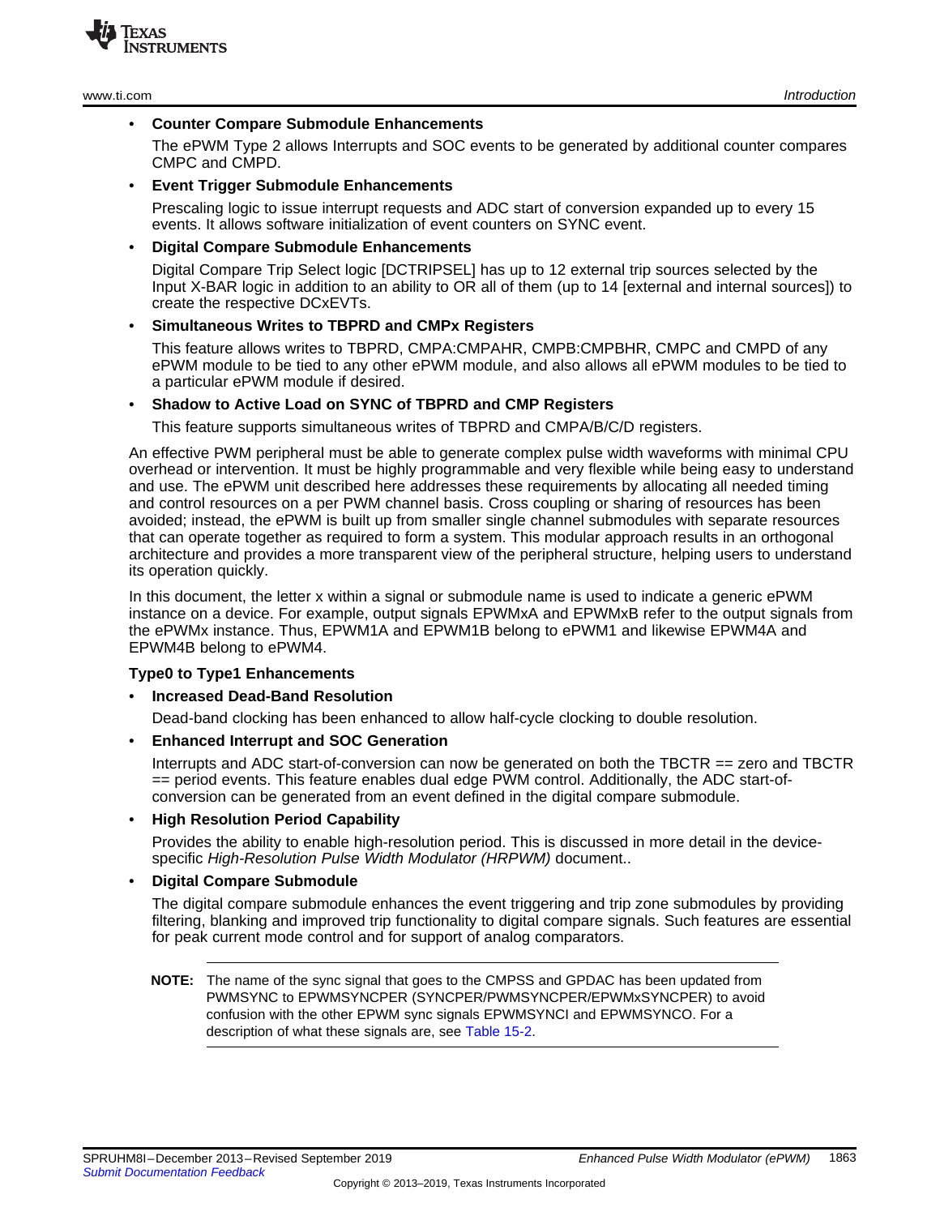- **Counter Compare Submodule Enhancements**

  The ePWM Type 2 allows Interrupts and SOC events to be generated by additional counter compares CMPC and CMPD.

- **Event Trigger Submodule Enhancements**

  Prescaling logic to issue interrupt requests and ADC start of conversion expanded up to every 15 events. It allows software initialization of event counters on SYNC event.

- **Digital Compare Submodule Enhancements**

  Digital Compare Trip Select logic [DCTRIPSEL] has up to 12 external trip sources selected by the Input X-BAR logic in addition to an ability to OR all of them (up to 14 [external and internal sources]) to create the respective DCxEVTs.

- **Simultaneous Writes to TBPRD and CMPx Registers**

  This feature allows writes to TBPRD, CMPA:CMPAHR, CMPB:CMPBHR, CMPC and CMPD of any ePWM module to be tied to any other ePWM module, and also allows all ePWM modules to be tied to a particular ePWM module if desired.

- **Shadow to Active Load on SYNC of TBPRD and CMP Registers**

  This feature supports simultaneous writes of TBPRD and CMPA/B/C/D registers.

An effective PWM peripheral must be able to generate complex pulse width waveforms with minimal CPU overhead or intervention. It must be highly programmable and very flexible while being easy to understand and use. The ePWM unit described here addresses these requirements by allocating all needed timing and control resources on a per PWM channel basis. Cross coupling or sharing of resources has been avoided; instead, the ePWM is built up from smaller single channel submodules with separate resources that can operate together as required to form a system. This modular approach results in an orthogonal architecture and provides a more transparent view of the peripheral structure, helping users to understand its operation quickly.

In this document, the letter x within a signal or submodule name is used to indicate a generic ePWM instance on a device. For example, output signals EPWMxA and EPWMxB refer to the output signals from the ePWMx instance. Thus, EPWM1A and EPWM1B belong to ePWM1 and likewise EPWM4A and EPWM4B belong to ePWM4.

**Type0 to Type1 Enhancements**

- **Increased Dead-Band Resolution**

  Dead-band clocking has been enhanced to allow half-cycle clocking to double resolution.

- **Enhanced Interrupt and SOC Generation**

  Interrupts and ADC start-of-conversion can now be generated on both the TBCTR == zero and TBCTR == period events. This feature enables dual edge PWM control. Additionally, the ADC start-of-conversion can be generated from an event defined in the digital compare submodule.

- **High Resolution Period Capability**

  Provides the ability to enable high-resolution period. This is discussed in more detail in the device-specific *High-Resolution Pulse Width Modulator (HRPWM)* document..

- **Digital Compare Submodule**

  The digital compare submodule enhances the event triggering and trip zone submodules by providing filtering, blanking and improved trip functionality to digital compare signals. Such features are essential for peak current mode control and for support of analog comparators.

---

**NOTE:** The name of the sync signal that goes to the CMPSS and GPDAC has been updated from PWMSYNC to EPWMSYNCPER (SYNCPER/PWMSYNCPER/EPWMxSYNCPER) to avoid confusion with the other EPWM sync signals EPWMSYNCI and EPWMSYNCO. For a description of what these signals are, see Table 15-2.

---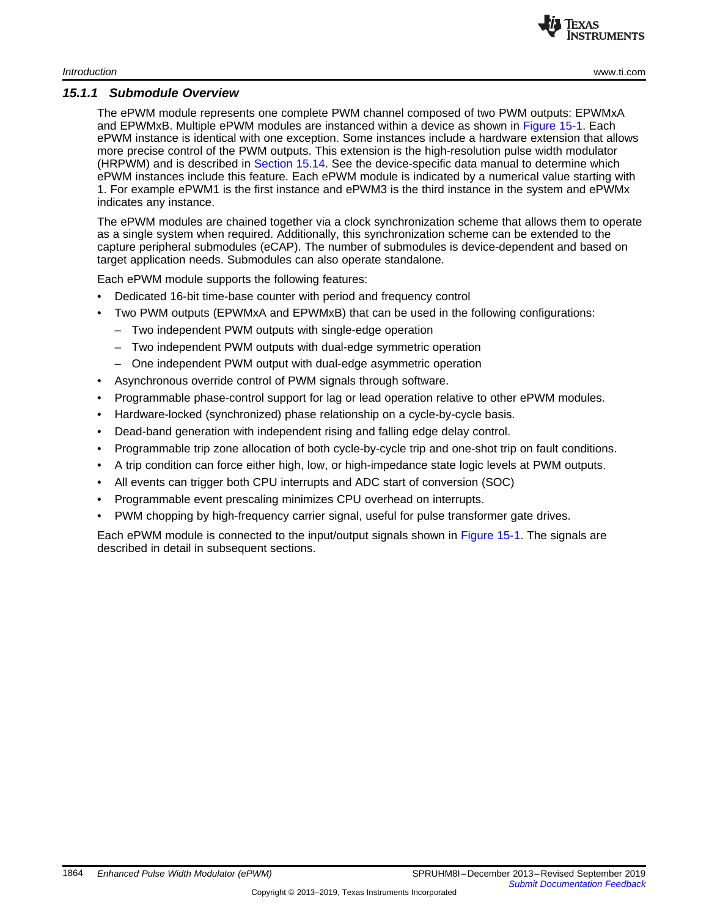### 15.1.1 Submodule Overview

The ePWM module represents one complete PWM channel composed of two PWM outputs: EPWMxA and EPWMxB. Multiple ePWM modules are instanced within a device as shown in Figure 15-1. Each ePWM instance is identical with one exception. Some instances include a hardware extension that allows more precise control of the PWM outputs. This extension is the high-resolution pulse width modulator (HRPWM) and is described in Section 15.14. See the device-specific data manual to determine which ePWM instances include this feature. Each ePWM module is indicated by a numerical value starting with 1. For example ePWM1 is the first instance and ePWM3 is the third instance in the system and ePWMx indicates any instance.

The ePWM modules are chained together via a clock synchronization scheme that allows them to operate as a single system when required. Additionally, this synchronization scheme can be extended to the capture peripheral submodules (eCAP). The number of submodules is device-dependent and based on target application needs. Submodules can also operate standalone.

Each ePWM module supports the following features:

- Dedicated 16-bit time-base counter with period and frequency control
- Two PWM outputs (EPWMxA and EPWMxB) that can be used in the following configurations:
  - Two independent PWM outputs with single-edge operation
  - Two independent PWM outputs with dual-edge symmetric operation
  - One independent PWM output with dual-edge asymmetric operation
- Asynchronous override control of PWM signals through software.
- Programmable phase-control support for lag or lead operation relative to other ePWM modules.
- Hardware-locked (synchronized) phase relationship on a cycle-by-cycle basis.
- Dead-band generation with independent rising and falling edge delay control.
- Programmable trip zone allocation of both cycle-by-cycle trip and one-shot trip on fault conditions.
- A trip condition can force either high, low, or high-impedance state logic levels at PWM outputs.
- All events can trigger both CPU interrupts and ADC start of conversion (SOC)
- Programmable event prescaling minimizes CPU overhead on interrupts.
- PWM chopping by high-frequency carrier signal, useful for pulse transformer gate drives.

Each ePWM module is connected to the input/output signals shown in Figure 15-1. The signals are described in detail in subsequent sections.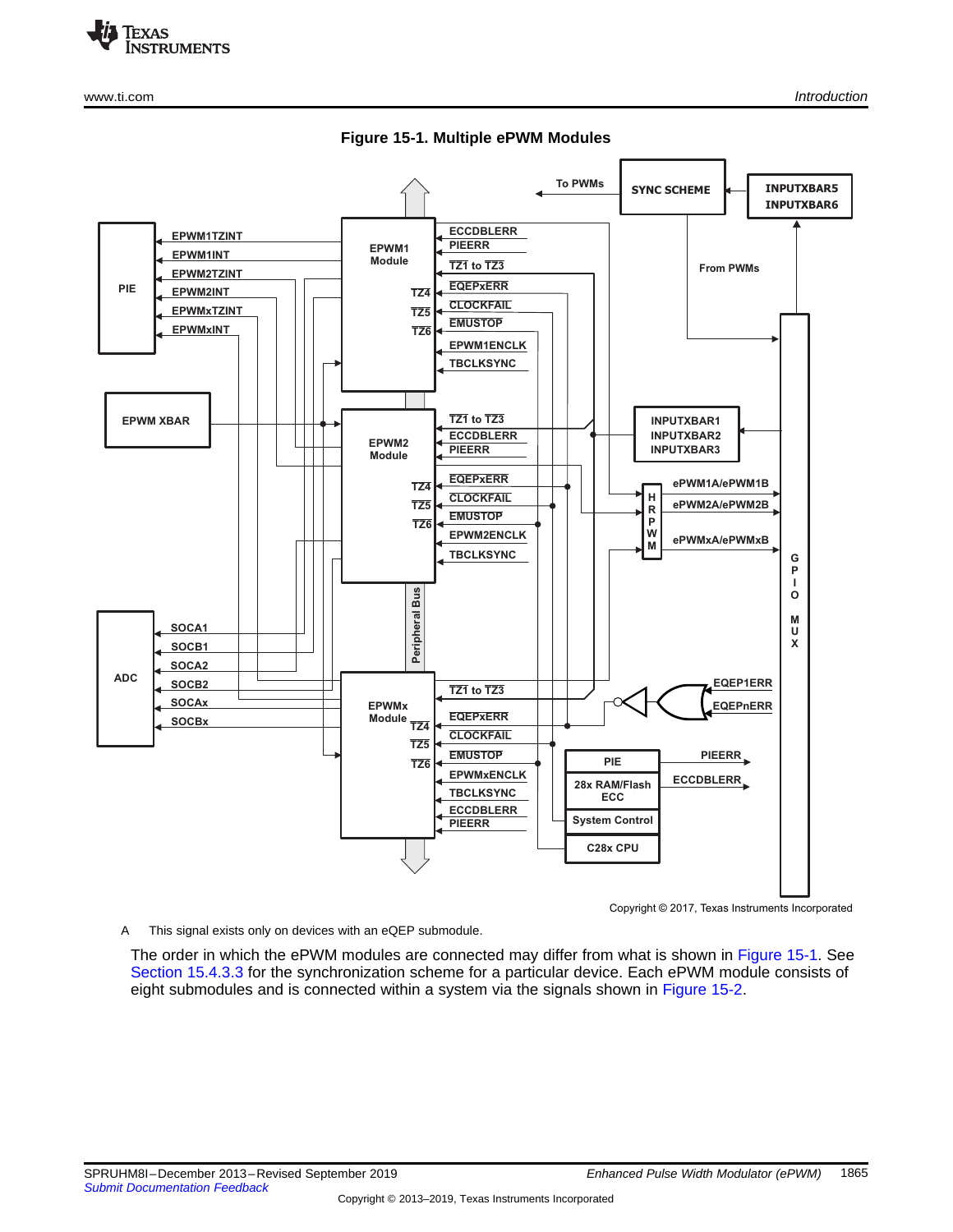**Figure 15-1. Multiple ePWM Modules**

Copyright © 2017, Texas Instruments Incorporated

A This signal exists only on devices with an eQEP submodule.

The order in which the ePWM modules are connected may differ from what is shown in Figure 15-1. See Section 15.4.3.3 for the synchronization scheme for a particular device. Each ePWM module consists of eight submodules and is connected within a system via the signals shown in Figure 15-2.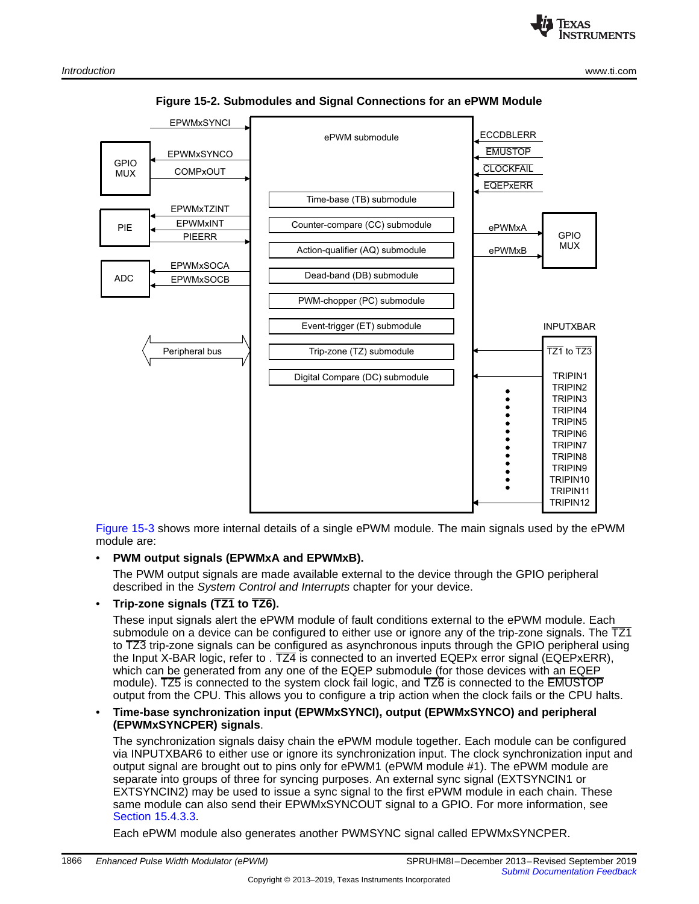**Figure 15-2. Submodules and Signal Connections for an ePWM Module**

Figure 15-3 shows more internal details of a single ePWM module. The main signals used by the ePWM module are:

- **PWM output signals (EPWMxA and EPWMxB).**

  The PWM output signals are made available external to the device through the GPIO peripheral described in the *System Control and Interrupts* chapter for your device.

- **Trip-zone signals ($\overline{TZ1}$ to $\overline{TZ6}$).**

  These input signals alert the ePWM module of fault conditions external to the ePWM module. Each submodule on a device can be configured to either use or ignore any of the trip-zone signals. The $\overline{TZ1}$ to $\overline{TZ3}$ trip-zone signals can be configured as asynchronous inputs through the GPIO peripheral using the Input X-BAR logic, refer to . $\overline{TZ4}$ is connected to an inverted EQEPx error signal ($\overline{EQEPxERR}$), which can be generated from any one of the EQEP submodule (for those devices with an EQEP module). $\overline{TZ5}$ is connected to the system clock fail logic, and $\overline{TZ6}$ is connected to the $\overline{EMUSTOP}$ output from the CPU. This allows you to configure a trip action when the clock fails or the CPU halts.

- **Time-base synchronization input (EPWMxSYNCI), output (EPWMxSYNCO) and peripheral (EPWMxSYNCPER) signals**.

  The synchronization signals daisy chain the ePWM module together. Each module can be configured via INPUTXBAR6 to either use or ignore its synchronization input. The clock synchronization input and output signal are brought out to pins only for ePWM1 (ePWM module #1). The ePWM module are separate into groups of three for syncing purposes. An external sync signal (EXTSYNCIN1 or EXTSYNCIN2) may be used to issue a sync signal to the first ePWM module in each chain. These same module can also send their EPWMxSYNCOUT signal to a GPIO. For more information, see Section 15.4.3.3.

  Each ePWM module also generates another PWMSYNC signal called EPWMxSYNCPER.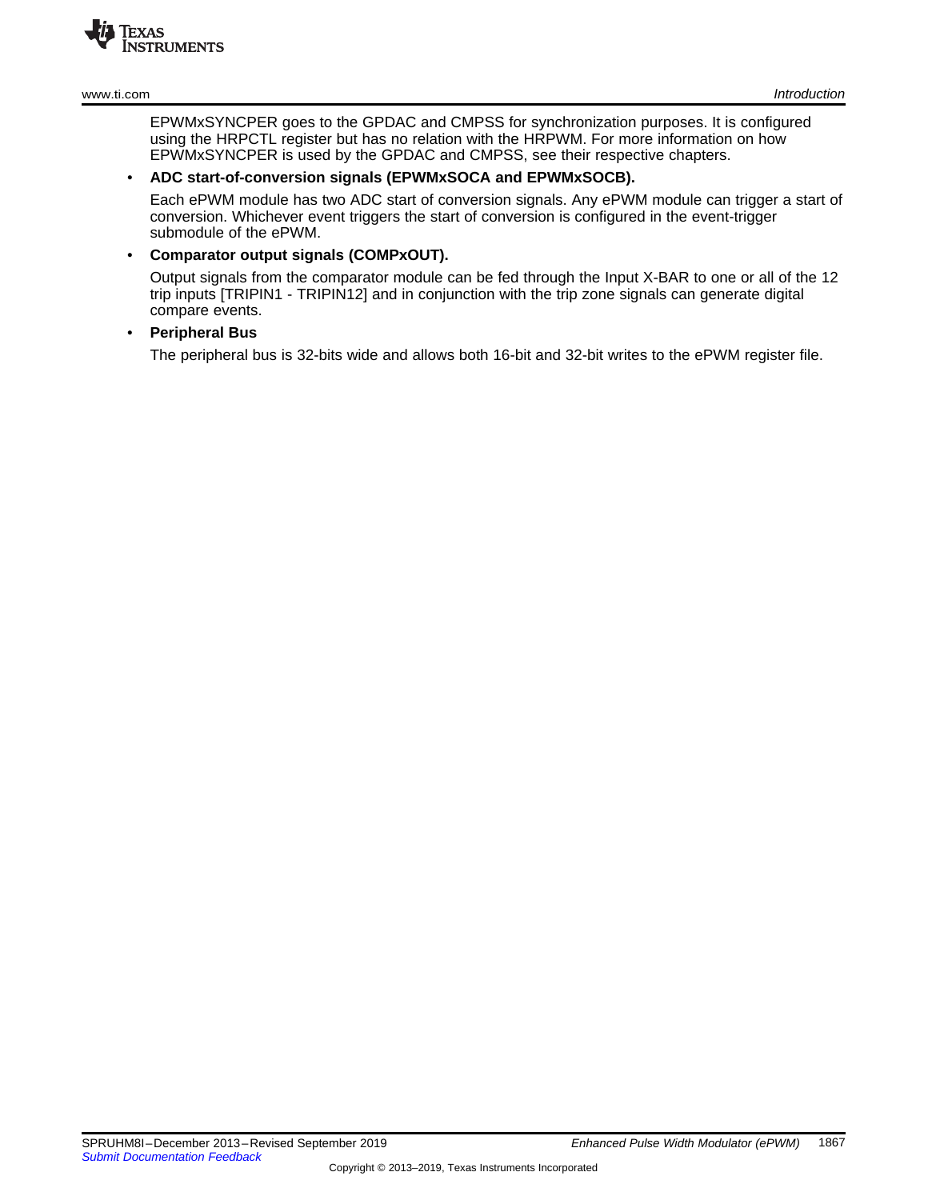EPWMxSYNCPER goes to the GPDAC and CMPSS for synchronization purposes. It is configured using the HRPCTL register but has no relation with the HRPWM. For more information on how EPWMxSYNCPER is used by the GPDAC and CMPSS, see their respective chapters.

- **ADC start-of-conversion signals (EPWMxSOCA and EPWMxSOCB).**

  Each ePWM module has two ADC start of conversion signals. Any ePWM module can trigger a start of conversion. Whichever event triggers the start of conversion is configured in the event-trigger submodule of the ePWM.

- **Comparator output signals (COMPxOUT).**

  Output signals from the comparator module can be fed through the Input X-BAR to one or all of the 12 trip inputs [TRIPIN1 - TRIPIN12] and in conjunction with the trip zone signals can generate digital compare events.

- **Peripheral Bus**

  The peripheral bus is 32-bits wide and allows both 16-bit and 32-bit writes to the ePWM register file.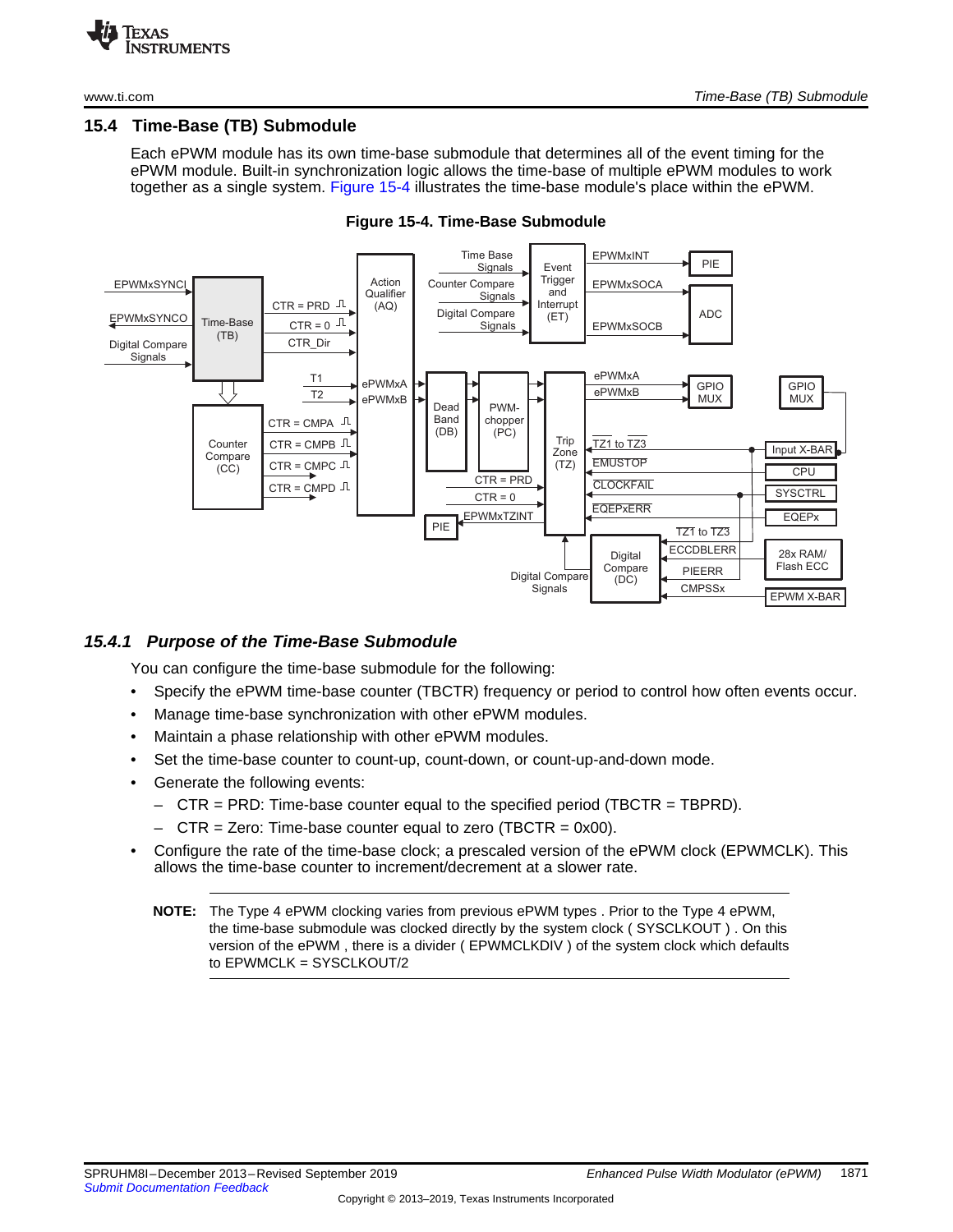## 15.4 Time-Base (TB) Submodule

Each ePWM module has its own time-base submodule that determines all of the event timing for the ePWM module. Built-in synchronization logic allows the time-base of multiple ePWM modules to work together as a single system. Figure 15-4 illustrates the time-base module's place within the ePWM.

**Figure 15-4. Time-Base Submodule**

### 15.4.1 Purpose of the Time-Base Submodule

You can configure the time-base submodule for the following:

- Specify the ePWM time-base counter (TBCTR) frequency or period to control how often events occur.
- Manage time-base synchronization with other ePWM modules.
- Maintain a phase relationship with other ePWM modules.
- Set the time-base counter to count-up, count-down, or count-up-and-down mode.
- Generate the following events:
  - CTR = PRD: Time-base counter equal to the specified period (TBCTR = TBPRD).
  - CTR = Zero: Time-base counter equal to zero (TBCTR = 0x00).
- Configure the rate of the time-base clock; a prescaled version of the ePWM clock (EPWMCLK). This allows the time-base counter to increment/decrement at a slower rate.

**NOTE:** The Type 4 ePWM clocking varies from previous ePWM types . Prior to the Type 4 ePWM, the time-base submodule was clocked directly by the system clock ( SYSCLKOUT ) . On this version of the ePWM , there is a divider ( EPWMCLKDIV ) of the system clock which defaults to EPWMCLK = SYSCLKOUT/2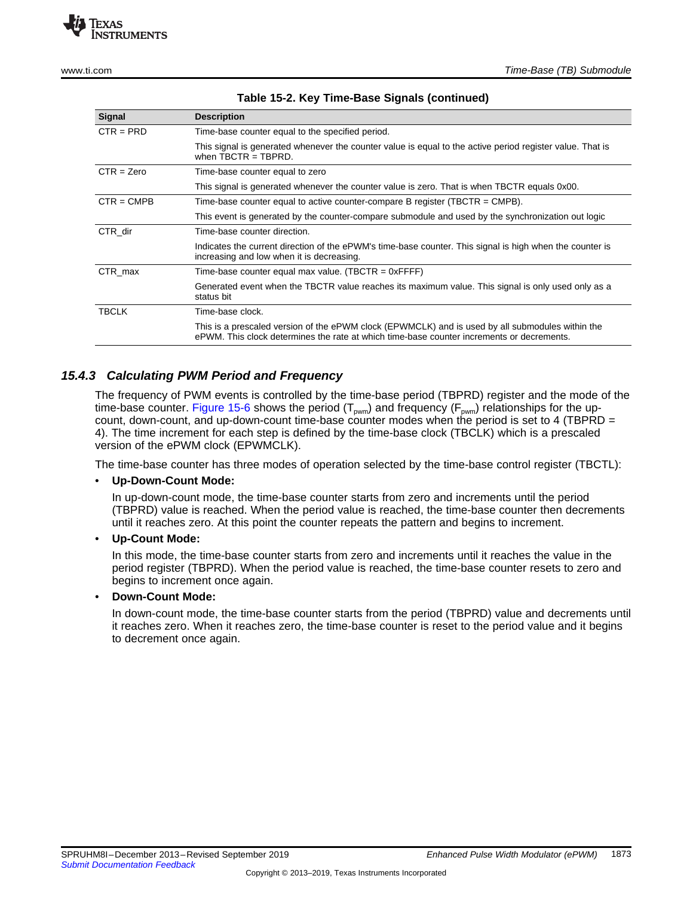**Table 15-2. Key Time-Base Signals (continued)**

| Signal | Description |
|---|---|
| CTR = PRD | Time-base counter equal to the specified period. |
| | This signal is generated whenever the counter value is equal to the active period register value. That is when TBCTR = TBPRD. |
| CTR = Zero | Time-base counter equal to zero |
| | This signal is generated whenever the counter value is zero. That is when TBCTR equals 0x00. |
| CTR = CMPB | Time-base counter equal to active counter-compare B register (TBCTR = CMPB). |
| | This event is generated by the counter-compare submodule and used by the synchronization out logic |
| CTR_dir | Time-base counter direction. |
| | Indicates the current direction of the ePWM's time-base counter. This signal is high when the counter is increasing and low when it is decreasing. |
| CTR_max | Time-base counter equal max value. (TBCTR = 0xFFFF) |
| | Generated event when the TBCTR value reaches its maximum value. This signal is only used only as a status bit |
| TBCLK | Time-base clock. |
| | This is a prescaled version of the ePWM clock (EPWMCLK) and is used by all submodules within the ePWM. This clock determines the rate at which time-base counter increments or decrements. |

### 15.4.3 Calculating PWM Period and Frequency

The frequency of PWM events is controlled by the time-base period (TBPRD) register and the mode of the time-base counter. Figure 15-6 shows the period ($T_{pwm}$) and frequency ($F_{pwm}$) relationships for the up-count, down-count, and up-down-count time-base counter modes when the period is set to 4 (TBPRD = 4). The time increment for each step is defined by the time-base clock (TBCLK) which is a prescaled version of the ePWM clock (EPWMCLK).

The time-base counter has three modes of operation selected by the time-base control register (TBCTL):

- **Up-Down-Count Mode:**

  In up-down-count mode, the time-base counter starts from zero and increments until the period (TBPRD) value is reached. When the period value is reached, the time-base counter then decrements until it reaches zero. At this point the counter repeats the pattern and begins to increment.

- **Up-Count Mode:**

  In this mode, the time-base counter starts from zero and increments until it reaches the value in the period register (TBPRD). When the period value is reached, the time-base counter resets to zero and begins to increment once again.

- **Down-Count Mode:**

  In down-count mode, the time-base counter starts from the period (TBPRD) value and decrements until it reaches zero. When it reaches zero, the time-base counter is reset to the period value and it begins to decrement once again.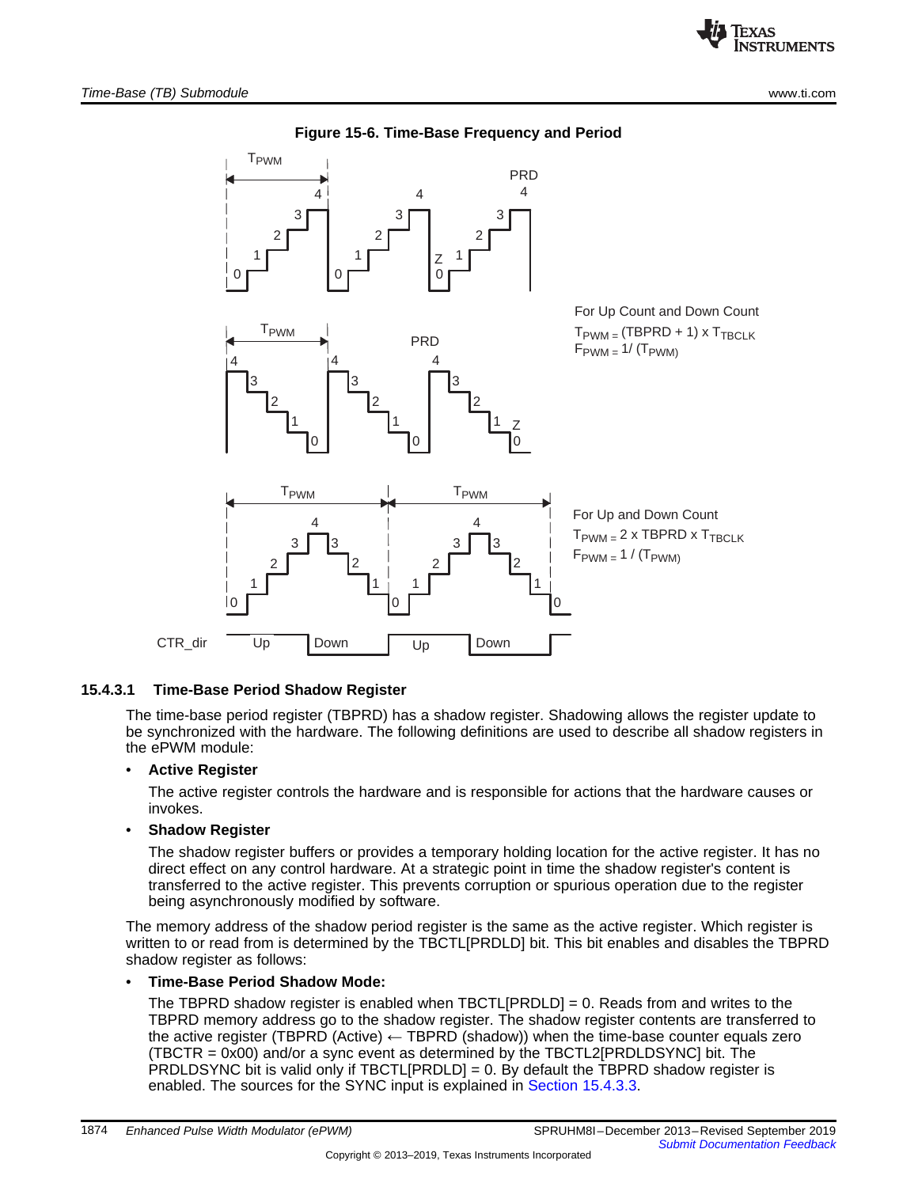**Figure 15-6. Time-Base Frequency and Period**

For Up Count and Down Count

$T_{PWM} = (TBPRD + 1) \times T_{TBCLK}$

$F_{PWM} = 1/ (T_{PWM})$

For Up and Down Count

$T_{PWM} = 2 \times TBPRD \times T_{TBCLK}$

$F_{PWM} = 1 / (T_{PWM})$

### 15.4.3.1 Time-Base Period Shadow Register

The time-base period register (TBPRD) has a shadow register. Shadowing allows the register update to be synchronized with the hardware. The following definitions are used to describe all shadow registers in the ePWM module:

- **Active Register**

  The active register controls the hardware and is responsible for actions that the hardware causes or invokes.

- **Shadow Register**

  The shadow register buffers or provides a temporary holding location for the active register. It has no direct effect on any control hardware. At a strategic point in time the shadow register's content is transferred to the active register. This prevents corruption or spurious operation due to the register being asynchronously modified by software.

The memory address of the shadow period register is the same as the active register. Which register is written to or read from is determined by the TBCTL[PRDLD] bit. This bit enables and disables the TBPRD shadow register as follows:

- **Time-Base Period Shadow Mode:**

  The TBPRD shadow register is enabled when TBCTL[PRDLD] = 0. Reads from and writes to the TBPRD memory address go to the shadow register. The shadow register contents are transferred to the active register (TBPRD (Active) ← TBPRD (shadow)) when the time-base counter equals zero (TBCTR = 0x00) and/or a sync event as determined by the TBCTL2[PRDLDSYNC] bit. The PRDLDSYNC bit is valid only if TBCTL[PRDLD] = 0. By default the TBPRD shadow register is enabled. The sources for the SYNC input is explained in Section 15.4.3.3.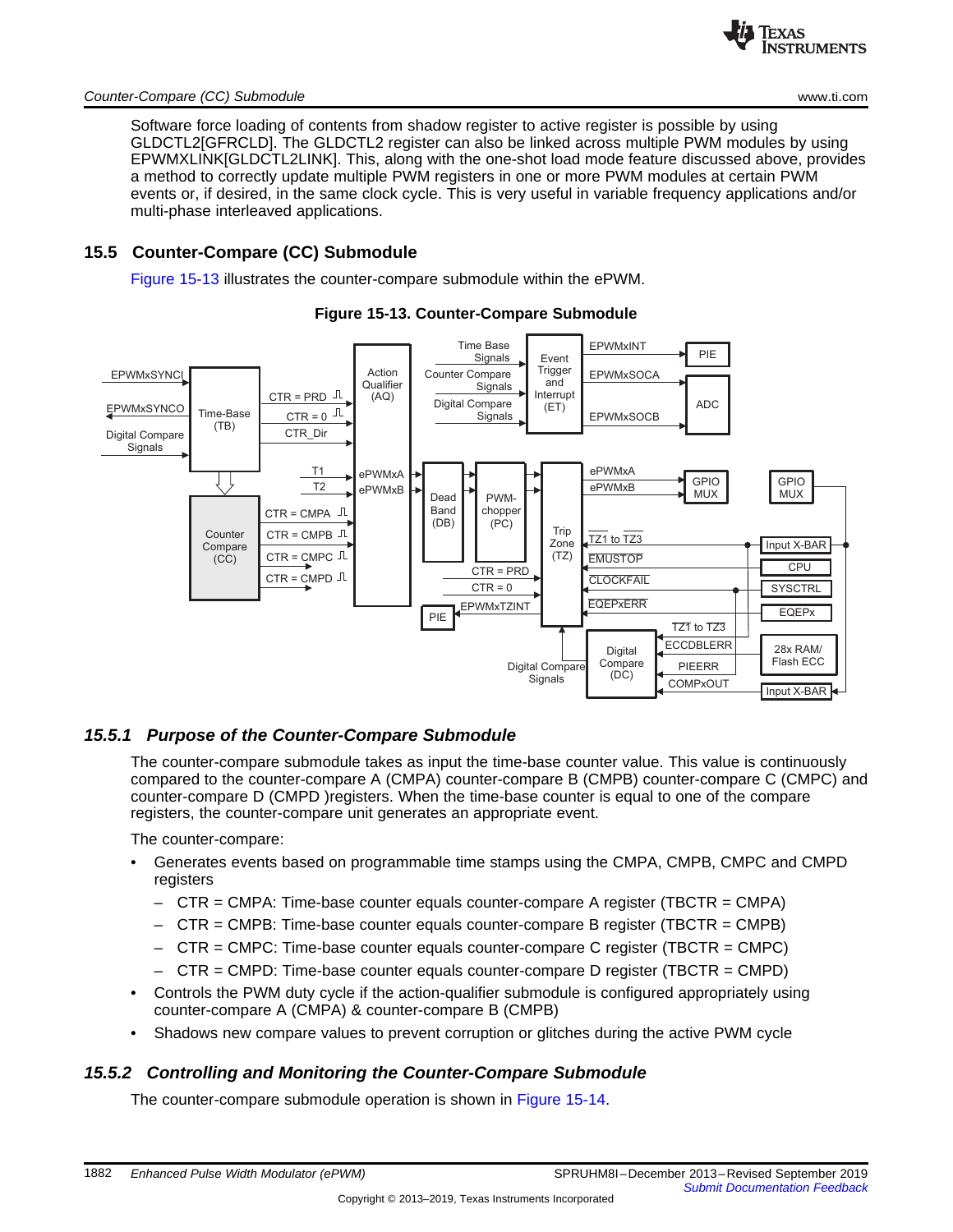Software force loading of contents from shadow register to active register is possible by using GLDCTL2[GFRCLD]. The GLDCTL2 register can also be linked across multiple PWM modules by using EPWMXLINK[GLDCTL2LINK]. This, along with the one-shot load mode feature discussed above, provides a method to correctly update multiple PWM registers in one or more PWM modules at certain PWM events or, if desired, in the same clock cycle. This is very useful in variable frequency applications and/or multi-phase interleaved applications.

## 15.5 Counter-Compare (CC) Submodule

Figure 15-13 illustrates the counter-compare submodule within the ePWM.

**Figure 15-13. Counter-Compare Submodule**

### 15.5.1 Purpose of the Counter-Compare Submodule

The counter-compare submodule takes as input the time-base counter value. This value is continuously compared to the counter-compare A (CMPA) counter-compare B (CMPB) counter-compare C (CMPC) and counter-compare D (CMPD )registers. When the time-base counter is equal to one of the compare registers, the counter-compare unit generates an appropriate event.

The counter-compare:

- Generates events based on programmable time stamps using the CMPA, CMPB, CMPC and CMPD registers
  - CTR = CMPA: Time-base counter equals counter-compare A register (TBCTR = CMPA)
  - CTR = CMPB: Time-base counter equals counter-compare B register (TBCTR = CMPB)
  - CTR = CMPC: Time-base counter equals counter-compare C register (TBCTR = CMPC)
  - CTR = CMPD: Time-base counter equals counter-compare D register (TBCTR = CMPD)
- Controls the PWM duty cycle if the action-qualifier submodule is configured appropriately using counter-compare A (CMPA) & counter-compare B (CMPB)
- Shadows new compare values to prevent corruption or glitches during the active PWM cycle

### 15.5.2 Controlling and Monitoring the Counter-Compare Submodule

The counter-compare submodule operation is shown in Figure 15-14.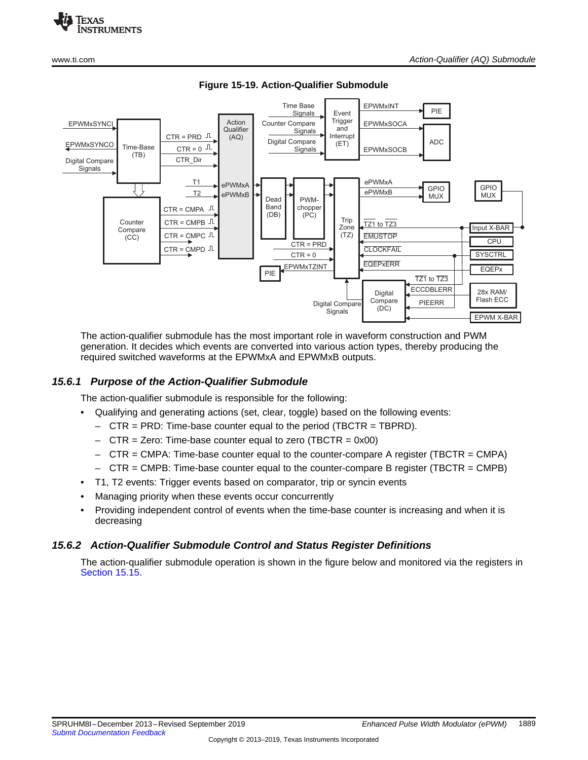**Figure 15-19. Action-Qualifier Submodule**

The action-qualifier submodule has the most important role in waveform construction and PWM generation. It decides which events are converted into various action types, thereby producing the required switched waveforms at the EPWMxA and EPWMxB outputs.

### 15.6.1 Purpose of the Action-Qualifier Submodule

The action-qualifier submodule is responsible for the following:

- Qualifying and generating actions (set, clear, toggle) based on the following events:
  - CTR = PRD: Time-base counter equal to the period (TBCTR = TBPRD).
  - CTR = Zero: Time-base counter equal to zero (TBCTR = 0x00)
  - CTR = CMPA: Time-base counter equal to the counter-compare A register (TBCTR = CMPA)
  - CTR = CMPB: Time-base counter equal to the counter-compare B register (TBCTR = CMPB)
- T1, T2 events: Trigger events based on comparator, trip or syncin events
- Managing priority when these events occur concurrently
- Providing independent control of events when the time-base counter is increasing and when it is decreasing

### 15.6.2 Action-Qualifier Submodule Control and Status Register Definitions

The action-qualifier submodule operation is shown in the figure below and monitored via the registers in Section 15.15.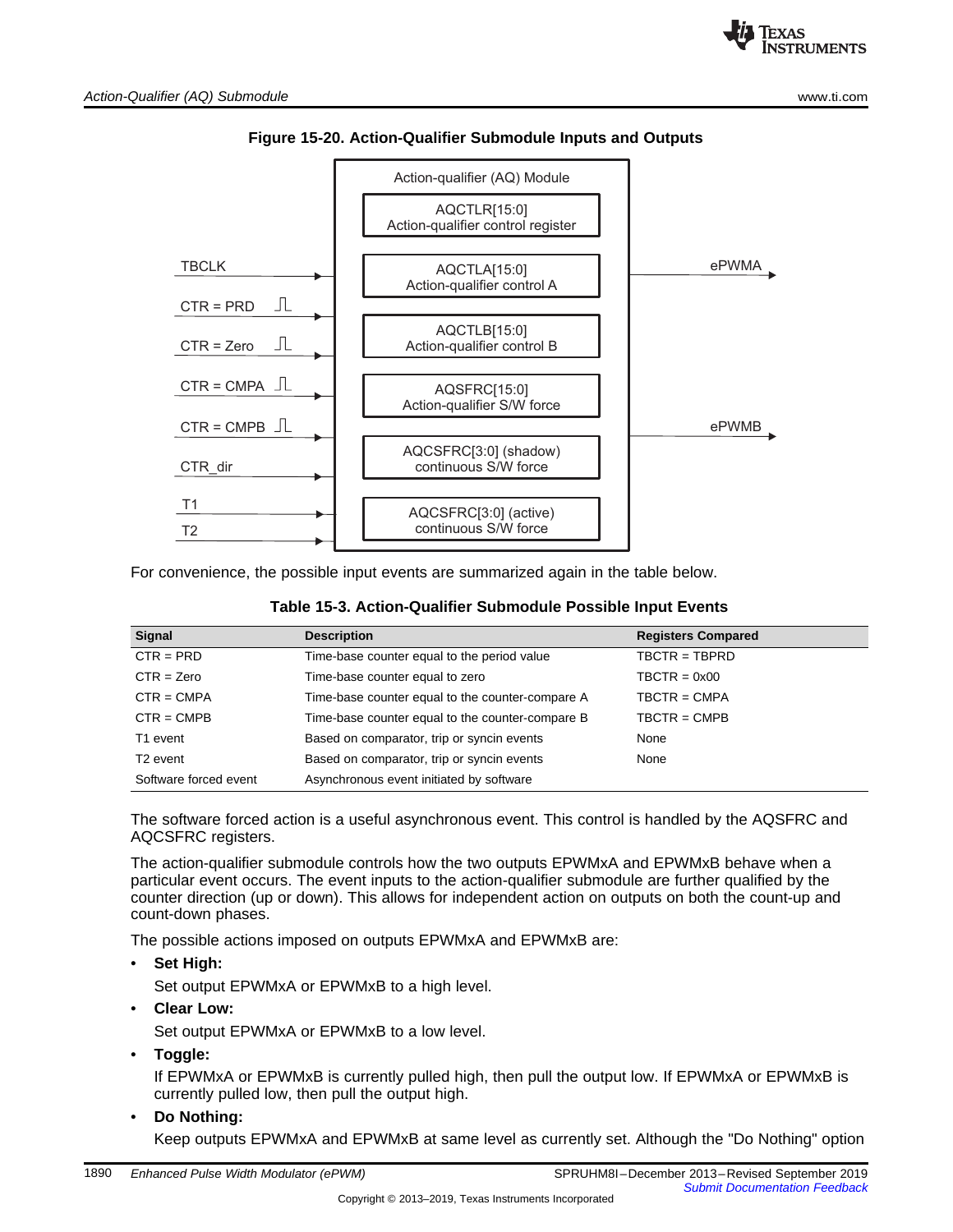**Figure 15-20. Action-Qualifier Submodule Inputs and Outputs**

For convenience, the possible input events are summarized again in the table below.

**Table 15-3. Action-Qualifier Submodule Possible Input Events**

| Signal | Description | Registers Compared |
|---|---|---|
| CTR = PRD | Time-base counter equal to the period value | TBCTR = TBPRD |
| CTR = Zero | Time-base counter equal to zero | TBCTR = 0x00 |
| CTR = CMPA | Time-base counter equal to the counter-compare A | TBCTR = CMPA |
| CTR = CMPB | Time-base counter equal to the counter-compare B | TBCTR = CMPB |
| T1 event | Based on comparator, trip or syncin events | None |
| T2 event | Based on comparator, trip or syncin events | None |
| Software forced event | Asynchronous event initiated by software | |

The software forced action is a useful asynchronous event. This control is handled by the AQSFRC and AQCSFRC registers.

The action-qualifier submodule controls how the two outputs EPWMxA and EPWMxB behave when a particular event occurs. The event inputs to the action-qualifier submodule are further qualified by the counter direction (up or down). This allows for independent action on outputs on both the count-up and count-down phases.

The possible actions imposed on outputs EPWMxA and EPWMxB are:

- **Set High:**

  Set output EPWMxA or EPWMxB to a high level.

- **Clear Low:**

  Set output EPWMxA or EPWMxB to a low level.

- **Toggle:**

  If EPWMxA or EPWMxB is currently pulled high, then pull the output low. If EPWMxA or EPWMxB is currently pulled low, then pull the output high.

- **Do Nothing:**

  Keep outputs EPWMxA and EPWMxB at same level as currently set. Although the "Do Nothing" option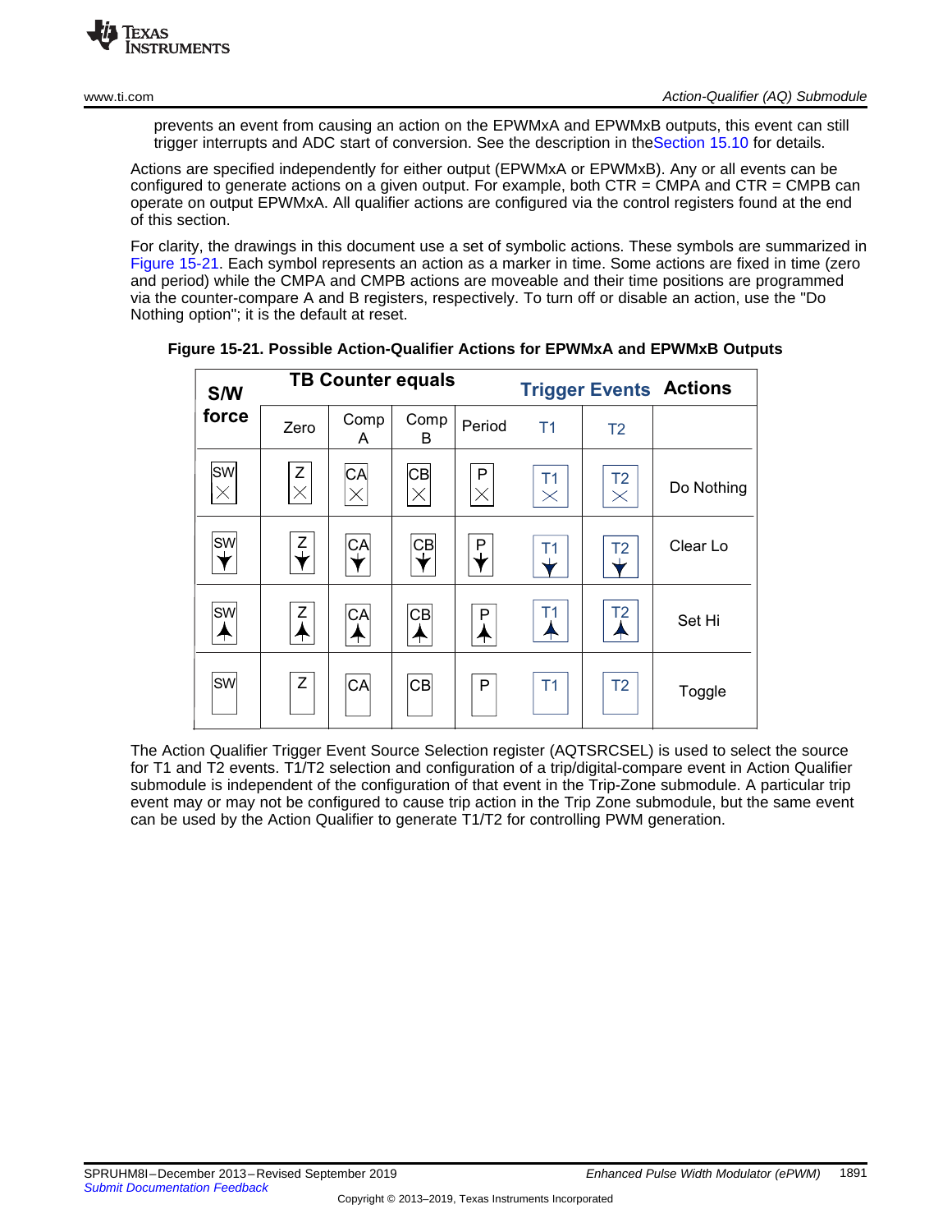prevents an event from causing an action on the EPWMxA and EPWMxB outputs, this event can still trigger interrupts and ADC start of conversion. See the description in theSection 15.10 for details.

Actions are specified independently for either output (EPWMxA or EPWMxB). Any or all events can be configured to generate actions on a given output. For example, both CTR = CMPA and CTR = CMPB can operate on output EPWMxA. All qualifier actions are configured via the control registers found at the end of this section.

For clarity, the drawings in this document use a set of symbolic actions. These symbols are summarized in Figure 15-21. Each symbol represents an action as a marker in time. Some actions are fixed in time (zero and period) while the CMPA and CMPB actions are moveable and their time positions are programmed via the counter-compare A and B registers, respectively. To turn off or disable an action, use the "Do Nothing option"; it is the default at reset.

**Figure 15-21. Possible Action-Qualifier Actions for EPWMxA and EPWMxB Outputs**

| S/W force | TB Counter equals | | | | Trigger Events | | Actions |
|---|---|---|---|---|---|---|---|
| | Zero | Comp A | Comp B | Period | T1 | T2 | |
| SW ✕ | Z ✕ | CA ✕ | CB ✕ | P ✕ | T1 ✕ | T2 ✕ | Do Nothing |
| SW ↓ | Z ↓ | CA ↓ | CB ↓ | P ↓ | T1 ↓ | T2 ↓ | Clear Lo |
| SW ↑ | Z ↑ | CA ↑ | CB ↑ | P ↑ | T1 ↑ | T2 ↑ | Set Hi |
| SW | Z | CA | CB | P | T1 | T2 | Toggle |

The Action Qualifier Trigger Event Source Selection register (AQTSRCSEL) is used to select the source for T1 and T2 events. T1/T2 selection and configuration of a trip/digital-compare event in Action Qualifier submodule is independent of the configuration of that event in the Trip-Zone submodule. A particular trip event may or may not be configured to cause trip action in the Trip Zone submodule, but the same event can be used by the Action Qualifier to generate T1/T2 for controlling PWM generation.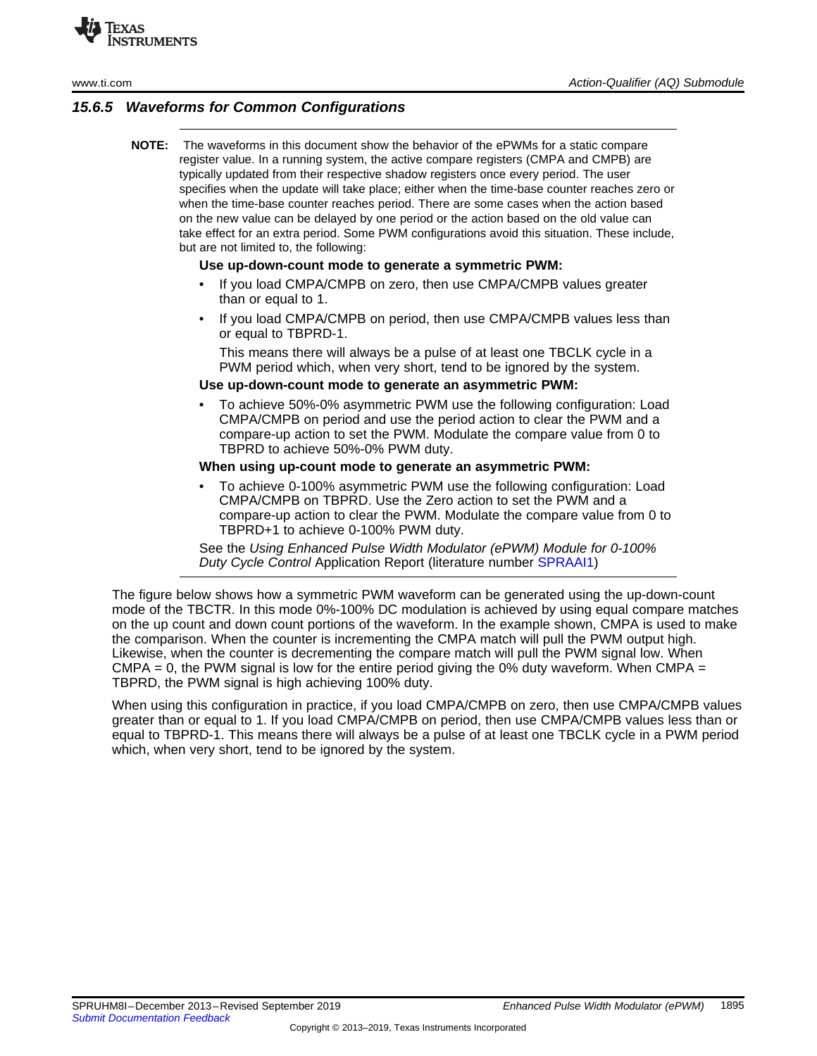### 15.6.5 Waveforms for Common Configurations

---

**NOTE:** The waveforms in this document show the behavior of the ePWMs for a static compare register value. In a running system, the active compare registers (CMPA and CMPB) are typically updated from their respective shadow registers once every period. The user specifies when the update will take place; either when the time-base counter reaches zero or when the time-base counter reaches period. There are some cases when the action based on the new value can be delayed by one period or the action based on the old value can take effect for an extra period. Some PWM configurations avoid this situation. These include, but are not limited to, the following:

**Use up-down-count mode to generate a symmetric PWM:**

- If you load CMPA/CMPB on zero, then use CMPA/CMPB values greater than or equal to 1.
- If you load CMPA/CMPB on period, then use CMPA/CMPB values less than or equal to TBPRD-1.

  This means there will always be a pulse of at least one TBCLK cycle in a PWM period which, when very short, tend to be ignored by the system.

**Use up-down-count mode to generate an asymmetric PWM:**

- To achieve 50%-0% asymmetric PWM use the following configuration: Load CMPA/CMPB on period and use the period action to clear the PWM and a compare-up action to set the PWM. Modulate the compare value from 0 to TBPRD to achieve 50%-0% PWM duty.

**When using up-count mode to generate an asymmetric PWM:**

- To achieve 0-100% asymmetric PWM use the following configuration: Load CMPA/CMPB on TBPRD. Use the Zero action to set the PWM and a compare-up action to clear the PWM. Modulate the compare value from 0 to TBPRD+1 to achieve 0-100% PWM duty.

See the *Using Enhanced Pulse Width Modulator (ePWM) Module for 0-100% Duty Cycle Control* Application Report (literature number SPRAAI1)

---

The figure below shows how a symmetric PWM waveform can be generated using the up-down-count mode of the TBCTR. In this mode 0%-100% DC modulation is achieved by using equal compare matches on the up count and down count portions of the waveform. In the example shown, CMPA is used to make the comparison. When the counter is incrementing the CMPA match will pull the PWM output high. Likewise, when the counter is decrementing the compare match will pull the PWM signal low. When CMPA = 0, the PWM signal is low for the entire period giving the 0% duty waveform. When CMPA = TBPRD, the PWM signal is high achieving 100% duty.

When using this configuration in practice, if you load CMPA/CMPB on zero, then use CMPA/CMPB values greater than or equal to 1. If you load CMPA/CMPB on period, then use CMPA/CMPB values less than or equal to TBPRD-1. This means there will always be a pulse of at least one TBCLK cycle in a PWM period which, when very short, tend to be ignored by the system.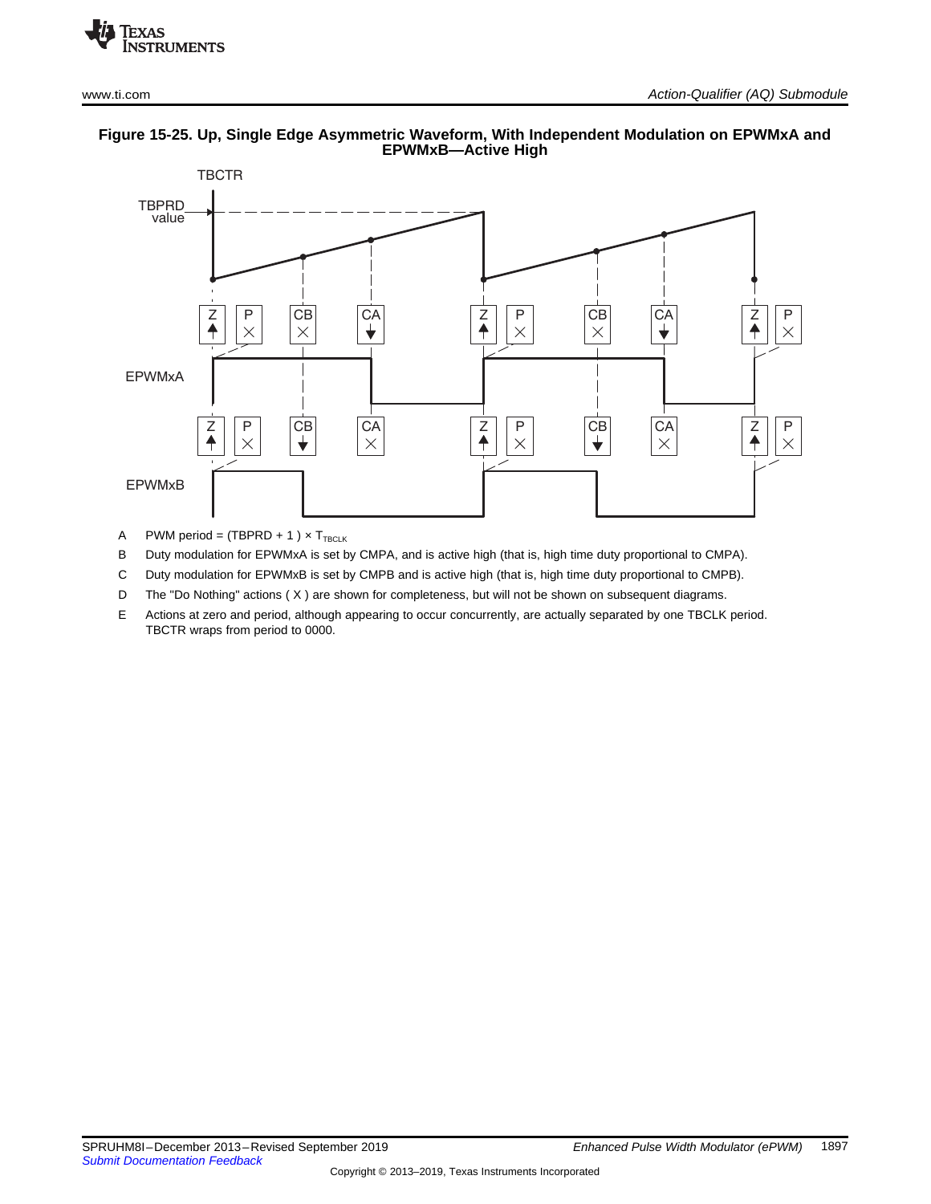**Figure 15-25. Up, Single Edge Asymmetric Waveform, With Independent Modulation on EPWMxA and EPWMxB—Active High**

A PWM period = (TBPRD + 1 ) × $T_{TBCLK}$

B Duty modulation for EPWMxA is set by CMPA, and is active high (that is, high time duty proportional to CMPA).

C Duty modulation for EPWMxB is set by CMPB and is active high (that is, high time duty proportional to CMPB).

D The "Do Nothing" actions ( X ) are shown for completeness, but will not be shown on subsequent diagrams.

E Actions at zero and period, although appearing to occur concurrently, are actually separated by one TBCLK period. TBCTR wraps from period to 0000.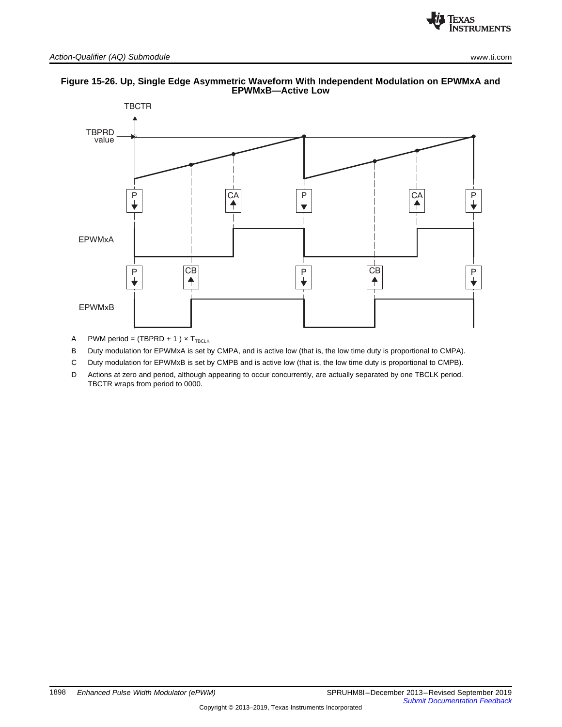**Figure 15-26. Up, Single Edge Asymmetric Waveform With Independent Modulation on EPWMxA and EPWMxB—Active Low**

A PWM period = (TBPRD + 1 ) × $T_{TBCLK}$

B Duty modulation for EPWMxA is set by CMPA, and is active low (that is, the low time duty is proportional to CMPA).

C Duty modulation for EPWMxB is set by CMPB and is active low (that is, the low time duty is proportional to CMPB).

D Actions at zero and period, although appearing to occur concurrently, are actually separated by one TBCLK period. TBCTR wraps from period to 0000.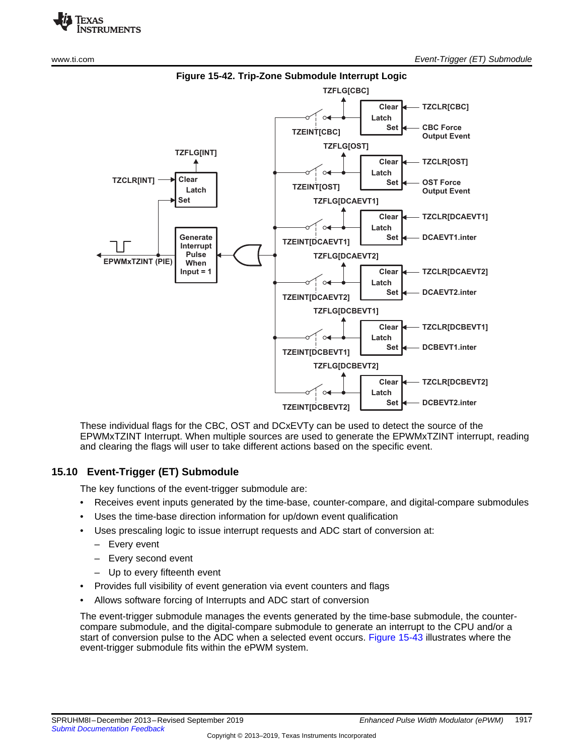**Figure 15-42. Trip-Zone Submodule Interrupt Logic**

These individual flags for the CBC, OST and DCxEVTy can be used to detect the source of the EPWMxTZINT Interrupt. When multiple sources are used to generate the EPWMxTZINT interrupt, reading and clearing the flags will user to take different actions based on the specific event.

## 15.10 Event-Trigger (ET) Submodule

The key functions of the event-trigger submodule are:

- Receives event inputs generated by the time-base, counter-compare, and digital-compare submodules
- Uses the time-base direction information for up/down event qualification
- Uses prescaling logic to issue interrupt requests and ADC start of conversion at:
  - Every event
  - Every second event
  - Up to every fifteenth event
- Provides full visibility of event generation via event counters and flags
- Allows software forcing of Interrupts and ADC start of conversion

The event-trigger submodule manages the events generated by the time-base submodule, the counter-compare submodule, and the digital-compare submodule to generate an interrupt to the CPU and/or a start of conversion pulse to the ADC when a selected event occurs. Figure 15-43 illustrates where the event-trigger submodule fits within the ePWM system.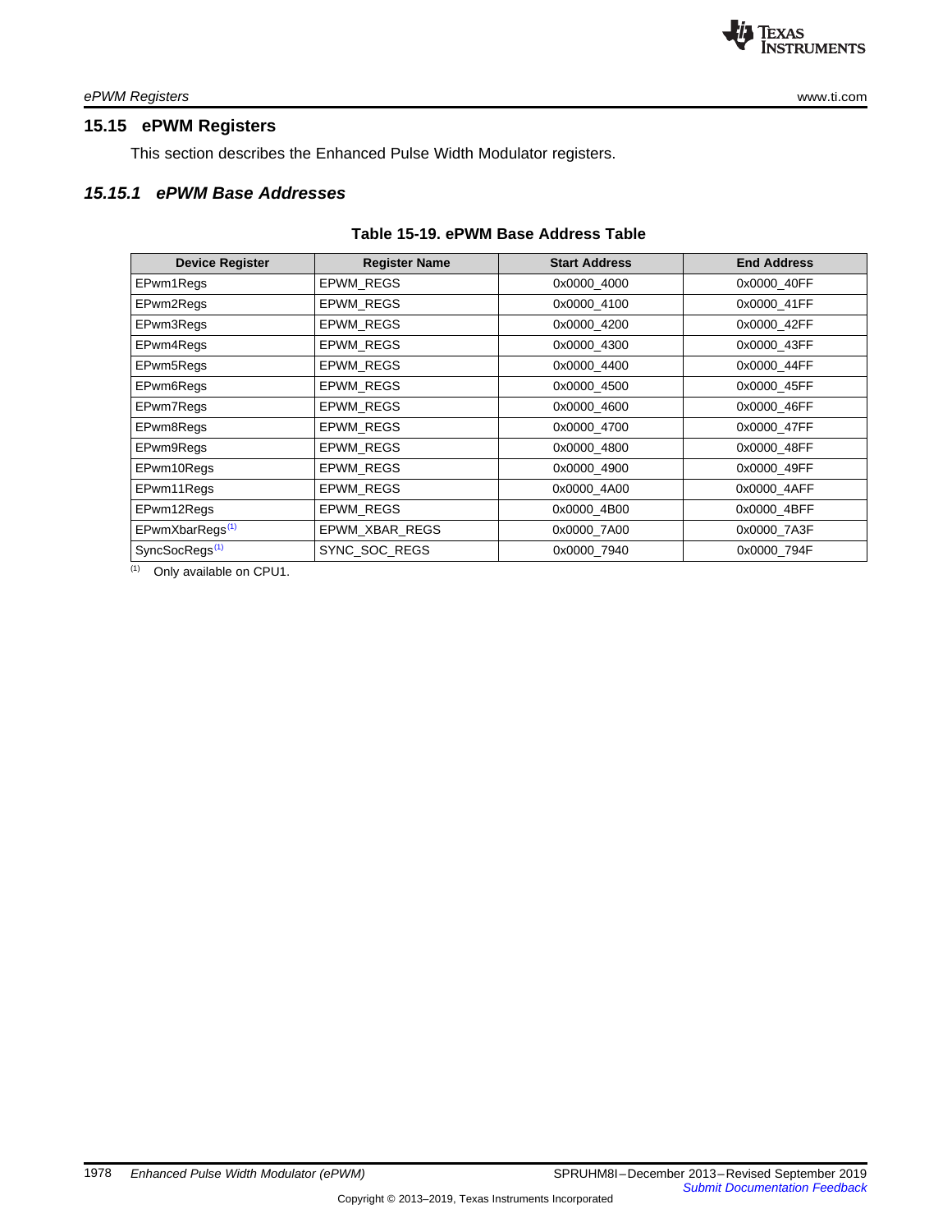## 15.15 ePWM Registers

This section describes the Enhanced Pulse Width Modulator registers.

### *15.15.1 ePWM Base Addresses*

**Table 15-19. ePWM Base Address Table**

| Device Register | Register Name | Start Address | End Address |
|---|---|---|---|
| EPwm1Regs | EPWM_REGS | 0x0000_4000 | 0x0000_40FF |
| EPwm2Regs | EPWM_REGS | 0x0000_4100 | 0x0000_41FF |
| EPwm3Regs | EPWM_REGS | 0x0000_4200 | 0x0000_42FF |
| EPwm4Regs | EPWM_REGS | 0x0000_4300 | 0x0000_43FF |
| EPwm5Regs | EPWM_REGS | 0x0000_4400 | 0x0000_44FF |
| EPwm6Regs | EPWM_REGS | 0x0000_4500 | 0x0000_45FF |
| EPwm7Regs | EPWM_REGS | 0x0000_4600 | 0x0000_46FF |
| EPwm8Regs | EPWM_REGS | 0x0000_4700 | 0x0000_47FF |
| EPwm9Regs | EPWM_REGS | 0x0000_4800 | 0x0000_48FF |
| EPwm10Regs | EPWM_REGS | 0x0000_4900 | 0x0000_49FF |
| EPwm11Regs | EPWM_REGS | 0x0000_4A00 | 0x0000_4AFF |
| EPwm12Regs | EPWM_REGS | 0x0000_4B00 | 0x0000_4BFF |
| EPwmXbarRegs[(1)] | EPWM_XBAR_REGS | 0x0000_7A00 | 0x0000_7A3F |
| SyncSocRegs[(1)] | SYNC_SOC_REGS | 0x0000_7940 | 0x0000_794F |

(1) Only available on CPU1.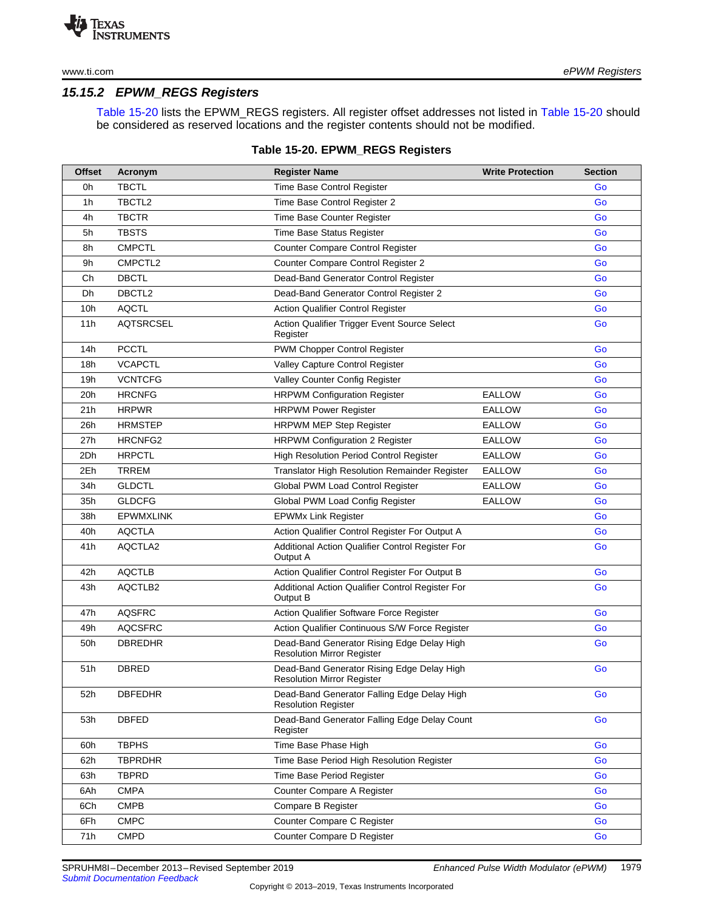### 15.15.2 EPWM_REGS Registers

Table 15-20 lists the EPWM_REGS registers. All register offset addresses not listed in Table 15-20 should be considered as reserved locations and the register contents should not be modified.

**Table 15-20. EPWM_REGS Registers**

| Offset | Acronym | Register Name | Write Protection | Section |
|---|---|---|---|---|
| 0h | TBCTL | Time Base Control Register | | Go |
| 1h | TBCTL2 | Time Base Control Register 2 | | Go |
| 4h | TBCTR | Time Base Counter Register | | Go |
| 5h | TBSTS | Time Base Status Register | | Go |
| 8h | CMPCTL | Counter Compare Control Register | | Go |
| 9h | CMPCTL2 | Counter Compare Control Register 2 | | Go |
| Ch | DBCTL | Dead-Band Generator Control Register | | Go |
| Dh | DBCTL2 | Dead-Band Generator Control Register 2 | | Go |
| 10h | AQCTL | Action Qualifier Control Register | | Go |
| 11h | AQTSRCSEL | Action Qualifier Trigger Event Source Select Register | | Go |
| 14h | PCCTL | PWM Chopper Control Register | | Go |
| 18h | VCAPCTL | Valley Capture Control Register | | Go |
| 19h | VCNTCFG | Valley Counter Config Register | | Go |
| 20h | HRCNFG | HRPWM Configuration Register | EALLOW | Go |
| 21h | HRPWR | HRPWM Power Register | EALLOW | Go |
| 26h | HRMSTEP | HRPWM MEP Step Register | EALLOW | Go |
| 27h | HRCNFG2 | HRPWM Configuration 2 Register | EALLOW | Go |
| 2Dh | HRPCTL | High Resolution Period Control Register | EALLOW | Go |
| 2Eh | TRREM | Translator High Resolution Remainder Register | EALLOW | Go |
| 34h | GLDCTL | Global PWM Load Control Register | EALLOW | Go |
| 35h | GLDCFG | Global PWM Load Config Register | EALLOW | Go |
| 38h | EPWMXLINK | EPWMx Link Register | | Go |
| 40h | AQCTLA | Action Qualifier Control Register For Output A | | Go |
| 41h | AQCTLA2 | Additional Action Qualifier Control Register For Output A | | Go |
| 42h | AQCTLB | Action Qualifier Control Register For Output B | | Go |
| 43h | AQCTLB2 | Additional Action Qualifier Control Register For Output B | | Go |
| 47h | AQSFRC | Action Qualifier Software Force Register | | Go |
| 49h | AQCSFRC | Action Qualifier Continuous S/W Force Register | | Go |
| 50h | DBREDHR | Dead-Band Generator Rising Edge Delay High Resolution Mirror Register | | Go |
| 51h | DBRED | Dead-Band Generator Rising Edge Delay High Resolution Mirror Register | | Go |
| 52h | DBFEDHR | Dead-Band Generator Falling Edge Delay High Resolution Register | | Go |
| 53h | DBFED | Dead-Band Generator Falling Edge Delay Count Register | | Go |
| 60h | TBPHS | Time Base Phase High | | Go |
| 62h | TBPRDHR | Time Base Period High Resolution Register | | Go |
| 63h | TBPRD | Time Base Period Register | | Go |
| 6Ah | CMPA | Counter Compare A Register | | Go |
| 6Ch | CMPB | Compare B Register | | Go |
| 6Fh | CMPC | Counter Compare C Register | | Go |
| 71h | CMPD | Counter Compare D Register | | Go |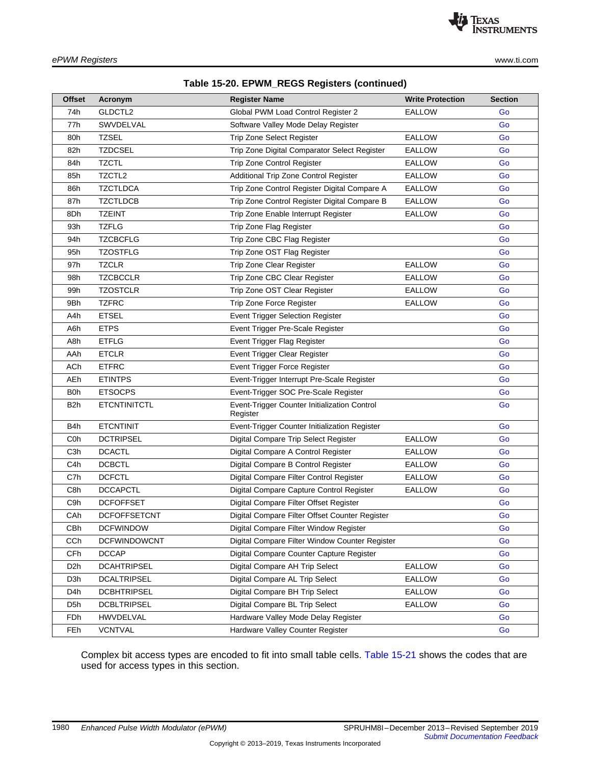**Table 15-20. EPWM_REGS Registers (continued)**

| Offset | Acronym | Register Name | Write Protection | Section |
|---|---|---|---|---|
| 74h | GLDCTL2 | Global PWM Load Control Register 2 | EALLOW | Go |
| 77h | SWVDELVAL | Software Valley Mode Delay Register | | Go |
| 80h | TZSEL | Trip Zone Select Register | EALLOW | Go |
| 82h | TZDCSEL | Trip Zone Digital Comparator Select Register | EALLOW | Go |
| 84h | TZCTL | Trip Zone Control Register | EALLOW | Go |
| 85h | TZCTL2 | Additional Trip Zone Control Register | EALLOW | Go |
| 86h | TZCTLDCA | Trip Zone Control Register Digital Compare A | EALLOW | Go |
| 87h | TZCTLDCB | Trip Zone Control Register Digital Compare B | EALLOW | Go |
| 8Dh | TZEINT | Trip Zone Enable Interrupt Register | EALLOW | Go |
| 93h | TZFLG | Trip Zone Flag Register | | Go |
| 94h | TZCBCFLG | Trip Zone CBC Flag Register | | Go |
| 95h | TZOSTFLG | Trip Zone OST Flag Register | | Go |
| 97h | TZCLR | Trip Zone Clear Register | EALLOW | Go |
| 98h | TZCBCCLR | Trip Zone CBC Clear Register | EALLOW | Go |
| 99h | TZOSTCLR | Trip Zone OST Clear Register | EALLOW | Go |
| 9Bh | TZFRC | Trip Zone Force Register | EALLOW | Go |
| A4h | ETSEL | Event Trigger Selection Register | | Go |
| A6h | ETPS | Event Trigger Pre-Scale Register | | Go |
| A8h | ETFLG | Event Trigger Flag Register | | Go |
| AAh | ETCLR | Event Trigger Clear Register | | Go |
| ACh | ETFRC | Event Trigger Force Register | | Go |
| AEh | ETINTPS | Event-Trigger Interrupt Pre-Scale Register | | Go |
| B0h | ETSOCPS | Event-Trigger SOC Pre-Scale Register | | Go |
| B2h | ETCNTINITCTL | Event-Trigger Counter Initialization Control Register | | Go |
| B4h | ETCNTINIT | Event-Trigger Counter Initialization Register | | Go |
| C0h | DCTRIPSEL | Digital Compare Trip Select Register | EALLOW | Go |
| C3h | DCACTL | Digital Compare A Control Register | EALLOW | Go |
| C4h | DCBCTL | Digital Compare B Control Register | EALLOW | Go |
| C7h | DCFCTL | Digital Compare Filter Control Register | EALLOW | Go |
| C8h | DCCAPCTL | Digital Compare Capture Control Register | EALLOW | Go |
| C9h | DCFOFFSET | Digital Compare Filter Offset Register | | Go |
| CAh | DCFOFFSETCNT | Digital Compare Filter Offset Counter Register | | Go |
| CBh | DCFWINDOW | Digital Compare Filter Window Register | | Go |
| CCh | DCFWINDOWCNT | Digital Compare Filter Window Counter Register | | Go |
| CFh | DCCAP | Digital Compare Counter Capture Register | | Go |
| D2h | DCAHTRIPSEL | Digital Compare AH Trip Select | EALLOW | Go |
| D3h | DCALTRIPSEL | Digital Compare AL Trip Select | EALLOW | Go |
| D4h | DCBHTRIPSEL | Digital Compare BH Trip Select | EALLOW | Go |
| D5h | DCBLTRIPSEL | Digital Compare BL Trip Select | EALLOW | Go |
| FDh | HWVDELVAL | Hardware Valley Mode Delay Register | | Go |
| FEh | VCNTVAL | Hardware Valley Counter Register | | Go |

Complex bit access types are encoded to fit into small table cells. Table 15-21 shows the codes that are used for access types in this section.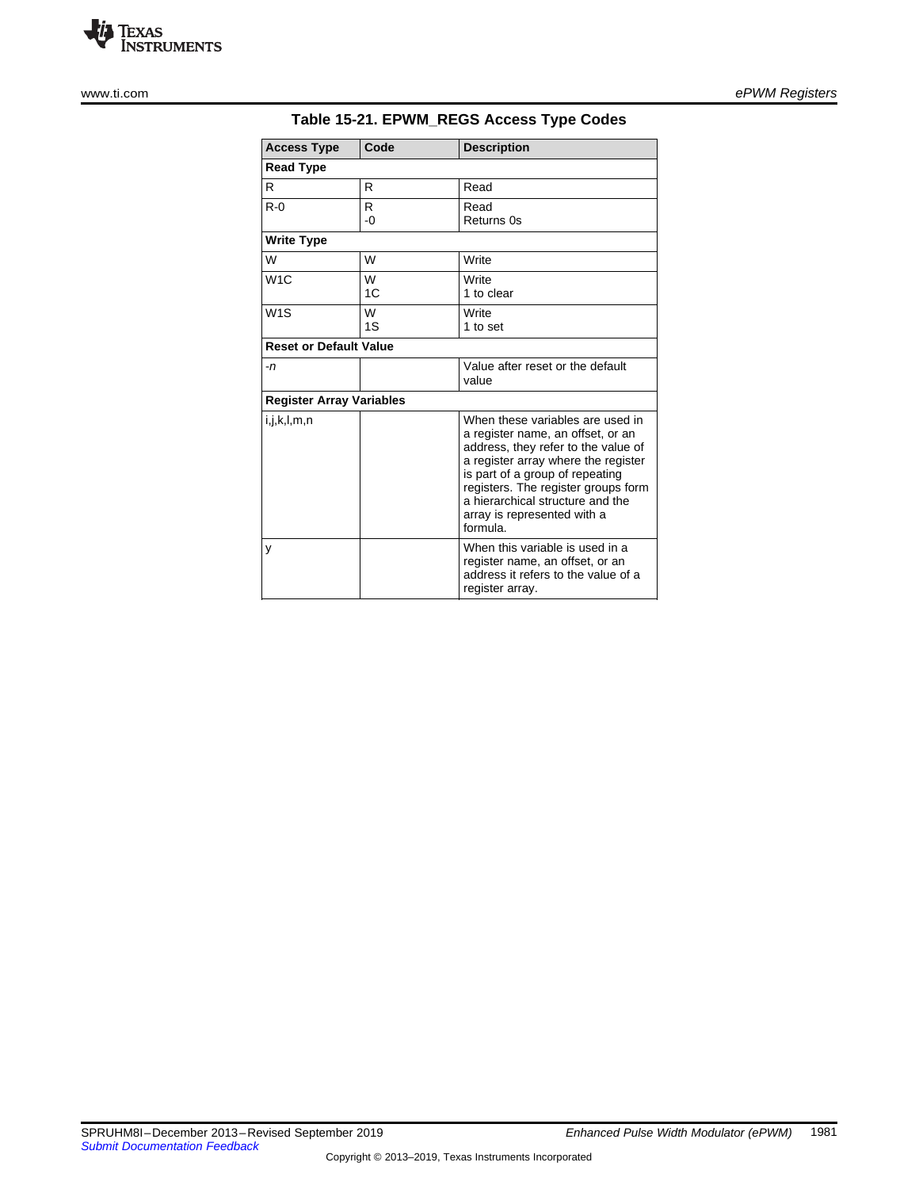**Table 15-21. EPWM_REGS Access Type Codes**

| Access Type | Code | Description |
|---|---|---|
| **Read Type** | | |
| R | R | Read |
| R-0 | R<br>-0 | Read<br>Returns 0s |
| **Write Type** | | |
| W | W | Write |
| W1C | W<br>1C | Write<br>1 to clear |
| W1S | W<br>1S | Write<br>1 to set |
| **Reset or Default Value** | | |
| -*n* | | Value after reset or the default value |
| **Register Array Variables** | | |
| i,j,k,l,m,n | | When these variables are used in a register name, an offset, or an address, they refer to the value of a register array where the register is part of a group of repeating registers. The register groups form a hierarchical structure and the array is represented with a formula. |
| y | | When this variable is used in a register name, an offset, or an address it refers to the value of a register array. |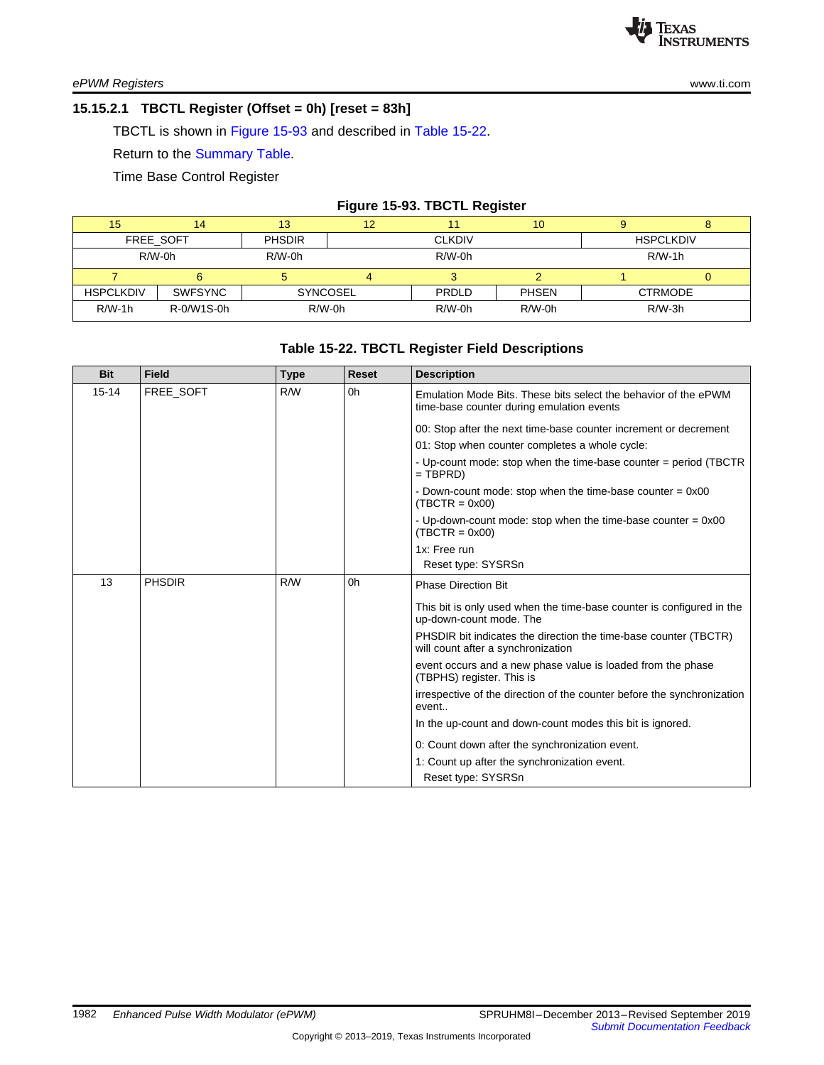### 15.15.2.1 TBCTL Register (Offset = 0h) [reset = 83h]

TBCTL is shown in Figure 15-93 and described in Table 15-22.

Return to the Summary Table.

Time Base Control Register

**Figure 15-93. TBCTL Register**

| 15 | 14 | 13 | 12 | 11 | 10 | 9 | 8 |
|---|---|---|---|---|---|---|---|
| FREE_SOFT | | PHSDIR | CLKDIV | | | HSPCLKDIV | |
| R/W-0h | | R/W-0h | R/W-0h | | | R/W-1h | |

| 7 | 6 | 5 | 4 | 3 | 2 | 1 | 0 |
|---|---|---|---|---|---|---|---|
| HSPCLKDIV | SWFSYNC | SYNCOSEL | | PRDLD | PHSEN | CTRMODE | |
| R/W-1h | R-0/W1S-0h | R/W-0h | | R/W-0h | R/W-0h | R/W-3h | |

**Table 15-22. TBCTL Register Field Descriptions**

| Bit | Field | Type | Reset | Description |
|---|---|---|---|---|
| 15-14 | FREE_SOFT | R/W | 0h | Emulation Mode Bits. These bits select the behavior of the ePWM time-base counter during emulation events<br>00: Stop after the next time-base counter increment or decrement<br>01: Stop when counter completes a whole cycle:<br>- Up-count mode: stop when the time-base counter = period (TBCTR = TBPRD)<br>- Down-count mode: stop when the time-base counter = 0x00 (TBCTR = 0x00)<br>- Up-down-count mode: stop when the time-base counter = 0x00 (TBCTR = 0x00)<br>1x: Free run<br>Reset type: SYSRSn |
| 13 | PHSDIR | R/W | 0h | Phase Direction Bit<br>This bit is only used when the time-base counter is configured in the up-down-count mode. The<br>PHSDIR bit indicates the direction the time-base counter (TBCTR) will count after a synchronization<br>event occurs and a new phase value is loaded from the phase (TBPHS) register. This is<br>irrespective of the direction of the counter before the synchronization event..<br>In the up-count and down-count modes this bit is ignored.<br>0: Count down after the synchronization event.<br>1: Count up after the synchronization event.<br>Reset type: SYSRSn |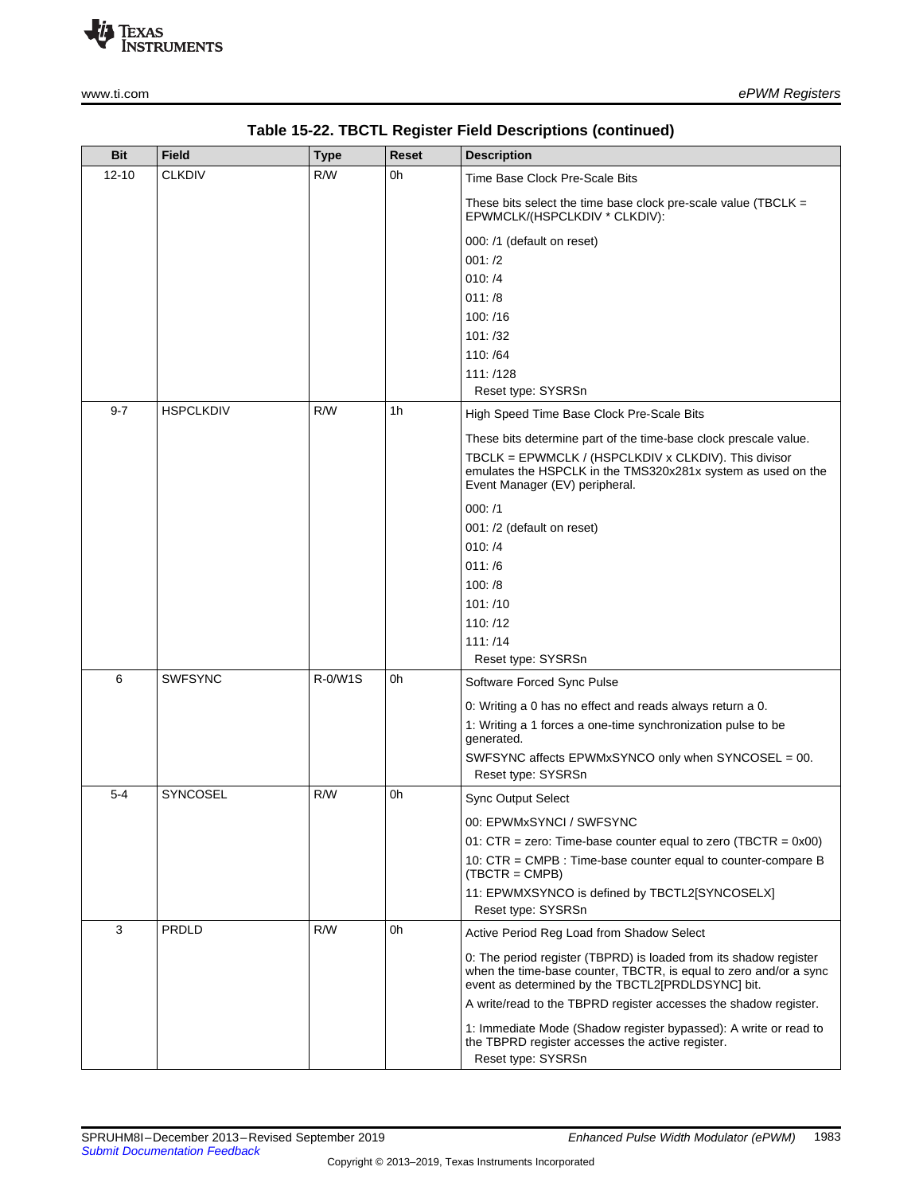**Table 15-22. TBCTL Register Field Descriptions (continued)**

| Bit | Field | Type | Reset | Description |
|---|---|---|---|---|
| 12-10 | CLKDIV | R/W | 0h | Time Base Clock Pre-Scale Bits<br><br>These bits select the time base clock pre-scale value (TBCLK = EPWMCLK/(HSPCLKDIV * CLKDIV):<br><br>000: /1 (default on reset)<br>001: /2<br>010: /4<br>011: /8<br>100: /16<br>101: /32<br>110: /64<br>111: /128<br>Reset type: SYSRSn |
| 9-7 | HSPCLKDIV | R/W | 1h | High Speed Time Base Clock Pre-Scale Bits<br><br>These bits determine part of the time-base clock prescale value.<br>TBCLK = EPWMCLK / (HSPCLKDIV x CLKDIV). This divisor emulates the HSPCLK in the TMS320x281x system as used on the Event Manager (EV) peripheral.<br><br>000: /1<br>001: /2 (default on reset)<br>010: /4<br>011: /6<br>100: /8<br>101: /10<br>110: /12<br>111: /14<br>Reset type: SYSRSn |
| 6 | SWFSYNC | R-0/W1S | 0h | Software Forced Sync Pulse<br><br>0: Writing a 0 has no effect and reads always return a 0.<br>1: Writing a 1 forces a one-time synchronization pulse to be generated.<br>SWFSYNC affects EPWMxSYNCO only when SYNCOSEL = 00.<br>Reset type: SYSRSn |
| 5-4 | SYNCOSEL | R/W | 0h | Sync Output Select<br><br>00: EPWMxSYNCI / SWFSYNC<br>01: CTR = zero: Time-base counter equal to zero (TBCTR = 0x00)<br>10: CTR = CMPB : Time-base counter equal to counter-compare B (TBCTR = CMPB)<br>11: EPWMXSYNCO is defined by TBCTL2[SYNCOSELX]<br>Reset type: SYSRSn |
| 3 | PRDLD | R/W | 0h | Active Period Reg Load from Shadow Select<br><br>0: The period register (TBPRD) is loaded from its shadow register when the time-base counter, TBCTR, is equal to zero and/or a sync event as determined by the TBCTL2[PRDLDSYNC] bit.<br>A write/read to the TBPRD register accesses the shadow register.<br><br>1: Immediate Mode (Shadow register bypassed): A write or read to the TBPRD register accesses the active register.<br>Reset type: SYSRSn |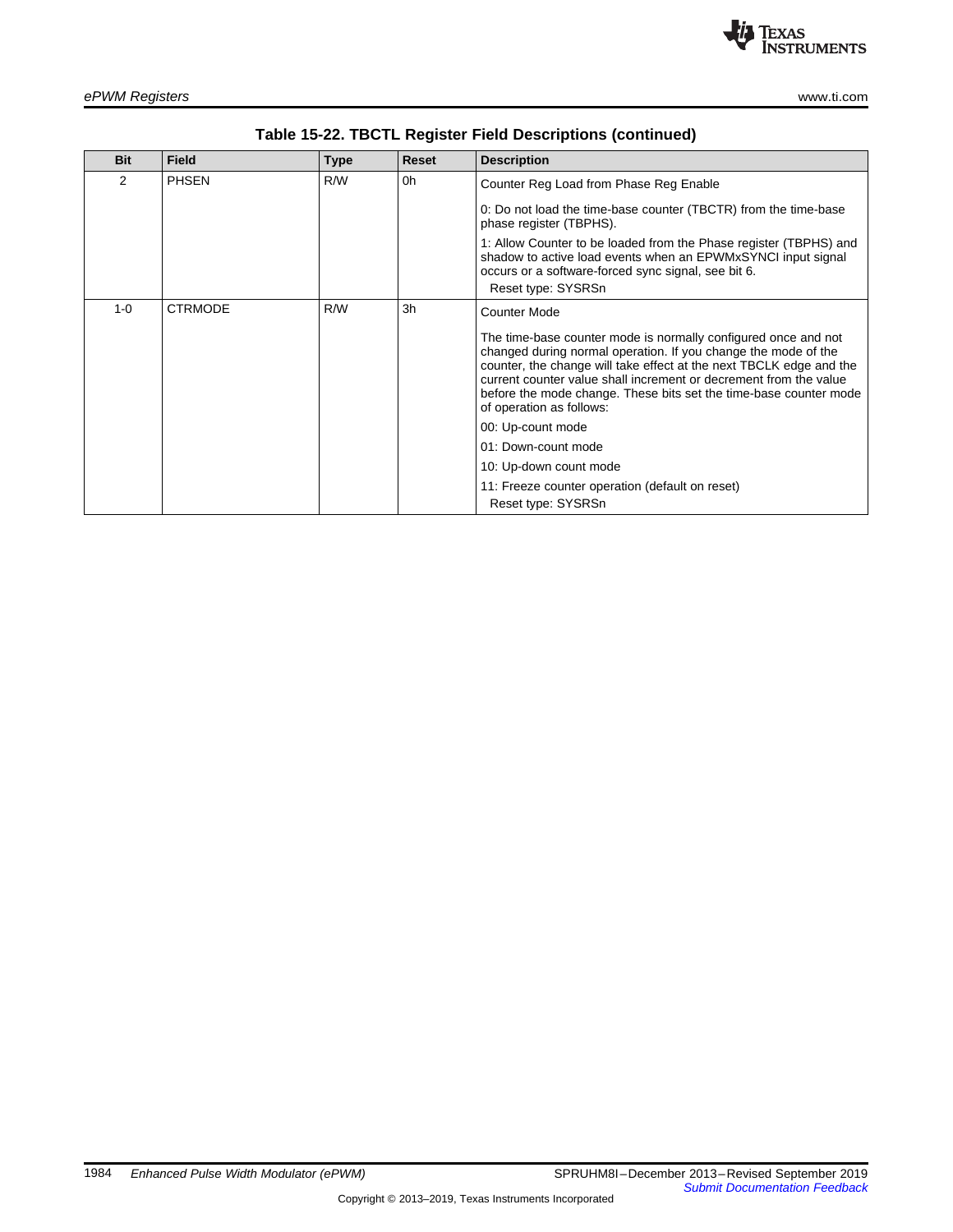**Table 15-22. TBCTL Register Field Descriptions (continued)**

| Bit | Field | Type | Reset | Description |
|---|---|---|---|---|
| 2 | PHSEN | R/W | 0h | Counter Reg Load from Phase Reg Enable<br><br>0: Do not load the time-base counter (TBCTR) from the time-base phase register (TBPHS).<br><br>1: Allow Counter to be loaded from the Phase register (TBPHS) and shadow to active load events when an EPWMxSYNCI input signal occurs or a software-forced sync signal, see bit 6.<br>Reset type: SYSRSn |
| 1-0 | CTRMODE | R/W | 3h | Counter Mode<br><br>The time-base counter mode is normally configured once and not changed during normal operation. If you change the mode of the counter, the change will take effect at the next TBCLK edge and the current counter value shall increment or decrement from the value before the mode change. These bits set the time-base counter mode of operation as follows:<br><br>00: Up-count mode<br><br>01: Down-count mode<br><br>10: Up-down count mode<br><br>11: Freeze counter operation (default on reset)<br>Reset type: SYSRSn |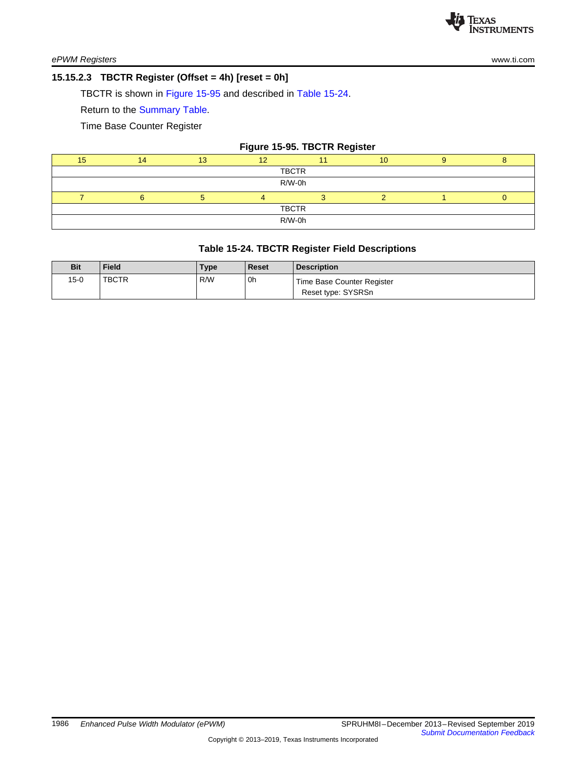### 15.15.2.3 TBCTR Register (Offset = 4h) [reset = 0h]

TBCTR is shown in Figure 15-95 and described in Table 15-24.

Return to the Summary Table.

Time Base Counter Register

**Figure 15-95. TBCTR Register**

| 15 | 14 | 13 | 12 | 11 | 10 | 9 | 8 |
|---|---|---|---|---|---|---|---|
| TBCTR | | | | | | | |
| R/W-0h | | | | | | | |
| **7** | **6** | **5** | **4** | **3** | **2** | **1** | **0** |
| TBCTR | | | | | | | |
| R/W-0h | | | | | | | |

**Table 15-24. TBCTR Register Field Descriptions**

| Bit | Field | Type | Reset | Description |
|---|---|---|---|---|
| 15-0 | TBCTR | R/W | 0h | Time Base Counter Register<br>Reset type: SYSRSn |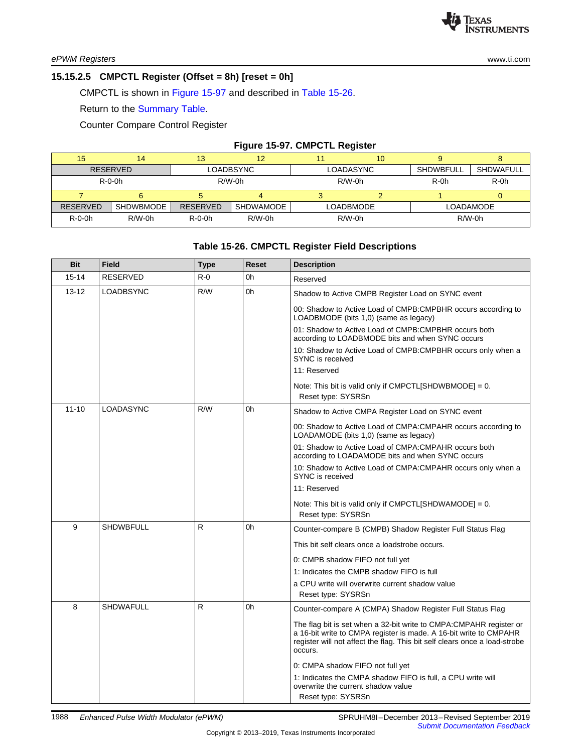### 15.15.2.5 CMPCTL Register (Offset = 8h) [reset = 0h]

CMPCTL is shown in Figure 15-97 and described in Table 15-26.

Return to the Summary Table.

Counter Compare Control Register

**Figure 15-97. CMPCTL Register**

| 15 | 14 | 13 | 12 | 11 | 10 | 9 | 8 |
|---|---|---|---|---|---|---|---|
| RESERVED | | LOADBSYNC | | LOADASYNC | | SHDWBFULL | SHDWAFULL |
| R-0-0h | | R/W-0h | | R/W-0h | | R-0h | R-0h |
| **7** | **6** | **5** | **4** | **3** | **2** | **1** | **0** |
| RESERVED | SHDWBMODE | RESERVED | SHDWAMODE | LOADBMODE | | LOADAMODE | |
| R-0-0h | R/W-0h | R-0-0h | R/W-0h | R/W-0h | | R/W-0h | |

**Table 15-26. CMPCTL Register Field Descriptions**

| Bit | Field | Type | Reset | Description |
|---|---|---|---|---|
| 15-14 | RESERVED | R-0 | 0h | Reserved |
| 13-12 | LOADBSYNC | R/W | 0h | Shadow to Active CMPB Register Load on SYNC event<br>00: Shadow to Active Load of CMPB:CMPBHR occurs according to LOADBMODE (bits 1,0) (same as legacy)<br>01: Shadow to Active Load of CMPB:CMPBHR occurs both according to LOADBMODE bits and when SYNC occurs<br>10: Shadow to Active Load of CMPB:CMPBHR occurs only when a SYNC is received<br>11: Reserved<br>Note: This bit is valid only if CMPCTL[SHDWBMODE] = 0.<br>Reset type: SYSRSn |
| 11-10 | LOADASYNC | R/W | 0h | Shadow to Active CMPA Register Load on SYNC event<br>00: Shadow to Active Load of CMPA:CMPAHR occurs according to LOADAMODE (bits 1,0) (same as legacy)<br>01: Shadow to Active Load of CMPA:CMPAHR occurs both according to LOADAMODE bits and when SYNC occurs<br>10: Shadow to Active Load of CMPA:CMPAHR occurs only when a SYNC is received<br>11: Reserved<br>Note: This bit is valid only if CMPCTL[SHDWAMODE] = 0.<br>Reset type: SYSRSn |
| 9 | SHDWBFULL | R | 0h | Counter-compare B (CMPB) Shadow Register Full Status Flag<br>This bit self clears once a loadstrobe occurs.<br>0: CMPB shadow FIFO not full yet<br>1: Indicates the CMPB shadow FIFO is full<br>a CPU write will overwrite current shadow value<br>Reset type: SYSRSn |
| 8 | SHDWAFULL | R | 0h | Counter-compare A (CMPA) Shadow Register Full Status Flag<br>The flag bit is set when a 32-bit write to CMPA:CMPAHR register or a 16-bit write to CMPA register is made. A 16-bit write to CMPAHR register will not affect the flag. This bit self clears once a load-strobe occurs.<br>0: CMPA shadow FIFO not full yet<br>1: Indicates the CMPA shadow FIFO is full, a CPU write will overwrite the current shadow value<br>Reset type: SYSRSn |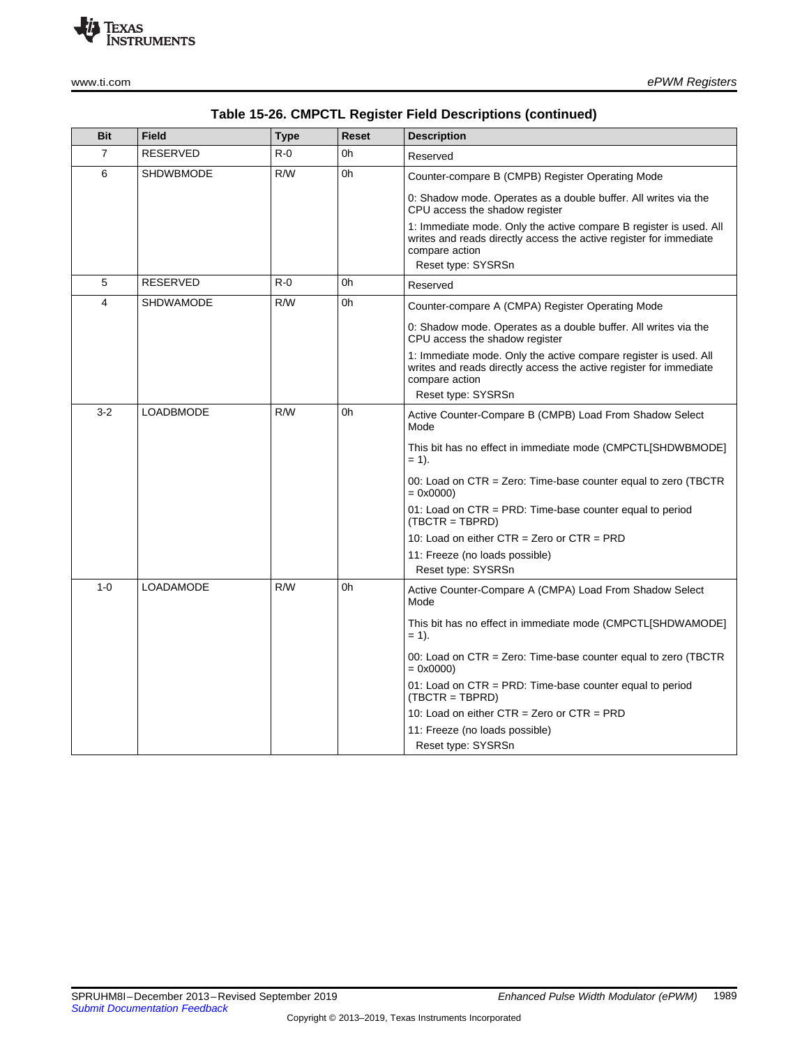**Table 15-26. CMPCTL Register Field Descriptions (continued)**

| Bit | Field | Type | Reset | Description |
|---|---|---|---|---|
| 7 | RESERVED | R-0 | 0h | Reserved |
| 6 | SHDWBMODE | R/W | 0h | Counter-compare B (CMPB) Register Operating Mode<br>0: Shadow mode. Operates as a double buffer. All writes via the CPU access the shadow register<br>1: Immediate mode. Only the active compare B register is used. All writes and reads directly access the active register for immediate compare action<br>Reset type: SYSRSn |
| 5 | RESERVED | R-0 | 0h | Reserved |
| 4 | SHDWAMODE | R/W | 0h | Counter-compare A (CMPA) Register Operating Mode<br>0: Shadow mode. Operates as a double buffer. All writes via the CPU access the shadow register<br>1: Immediate mode. Only the active compare register is used. All writes and reads directly access the active register for immediate compare action<br>Reset type: SYSRSn |
| 3-2 | LOADBMODE | R/W | 0h | Active Counter-Compare B (CMPB) Load From Shadow Select Mode<br>This bit has no effect in immediate mode (CMPCTL[SHDWBMODE] = 1).<br>00: Load on CTR = Zero: Time-base counter equal to zero (TBCTR = 0x0000)<br>01: Load on CTR = PRD: Time-base counter equal to period (TBCTR = TBPRD)<br>10: Load on either CTR = Zero or CTR = PRD<br>11: Freeze (no loads possible)<br>Reset type: SYSRSn |
| 1-0 | LOADAMODE | R/W | 0h | Active Counter-Compare A (CMPA) Load From Shadow Select Mode<br>This bit has no effect in immediate mode (CMPCTL[SHDWAMODE] = 1).<br>00: Load on CTR = Zero: Time-base counter equal to zero (TBCTR = 0x0000)<br>01: Load on CTR = PRD: Time-base counter equal to period (TBCTR = TBPRD)<br>10: Load on either CTR = Zero or CTR = PRD<br>11: Freeze (no loads possible)<br>Reset type: SYSRSn |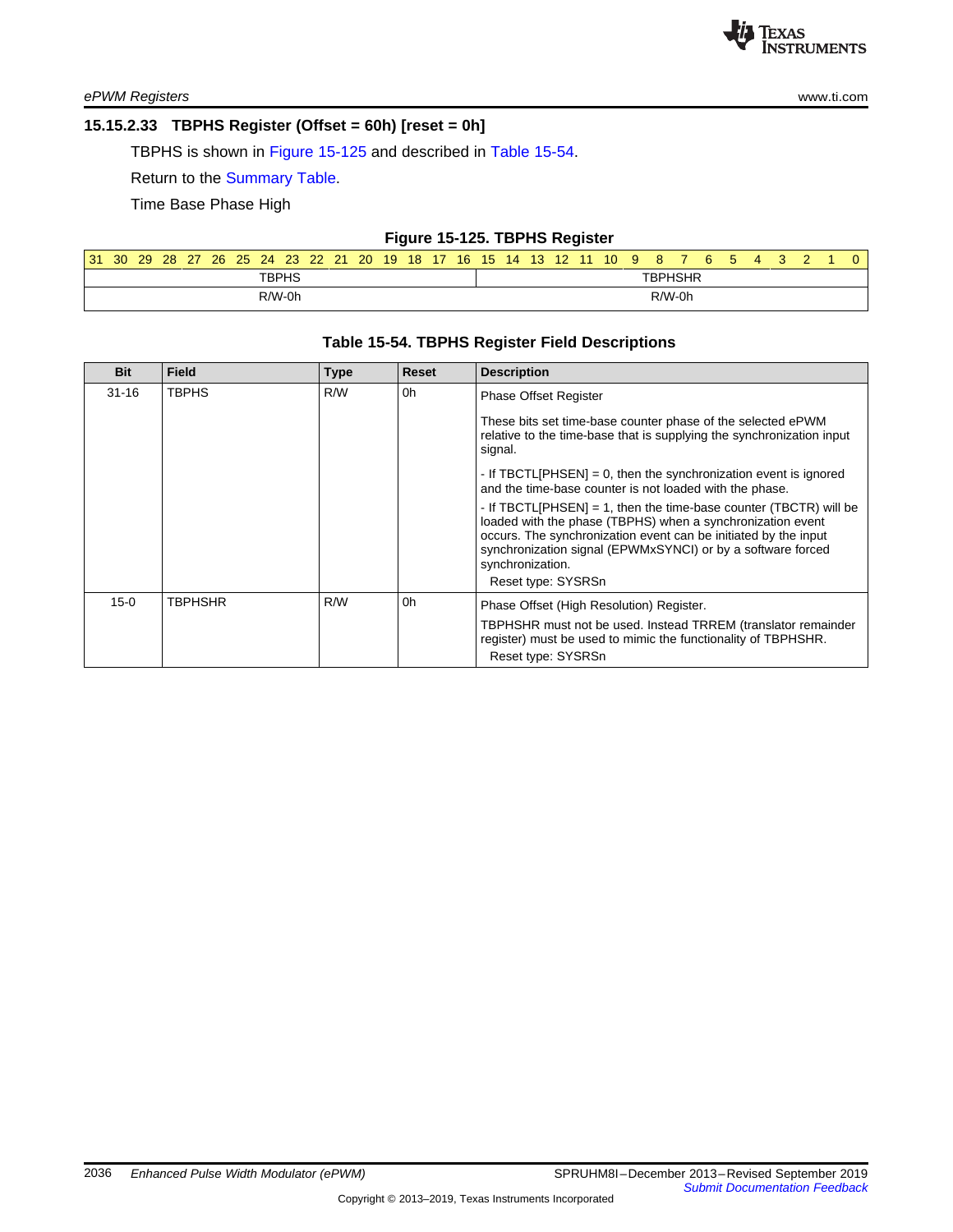### 15.15.2.33 TBPHS Register (Offset = 60h) [reset = 0h]

TBPHS is shown in Figure 15-125 and described in Table 15-54.

Return to the Summary Table.

Time Base Phase High

**Figure 15-125. TBPHS Register**

| 31–16 | 15–0 |
|---|---|
| TBPHS | TBPHSHR |
| R/W-0h | R/W-0h |

**Table 15-54. TBPHS Register Field Descriptions**

| Bit | Field | Type | Reset | Description |
|---|---|---|---|---|
| 31-16 | TBPHS | R/W | 0h | Phase Offset Register<br><br>These bits set time-base counter phase of the selected ePWM relative to the time-base that is supplying the synchronization input signal.<br><br>- If TBCTL[PHSEN] = 0, then the synchronization event is ignored and the time-base counter is not loaded with the phase.<br><br>- If TBCTL[PHSEN] = 1, then the time-base counter (TBCTR) will be loaded with the phase (TBPHS) when a synchronization event occurs. The synchronization event can be initiated by the input synchronization signal (EPWMxSYNCI) or by a software forced synchronization.<br>Reset type: SYSRSn |
| 15-0 | TBPHSHR | R/W | 0h | Phase Offset (High Resolution) Register.<br><br>TBPHSHR must not be used. Instead TRREM (translator remainder register) must be used to mimic the functionality of TBPHSHR.<br>Reset type: SYSRSn |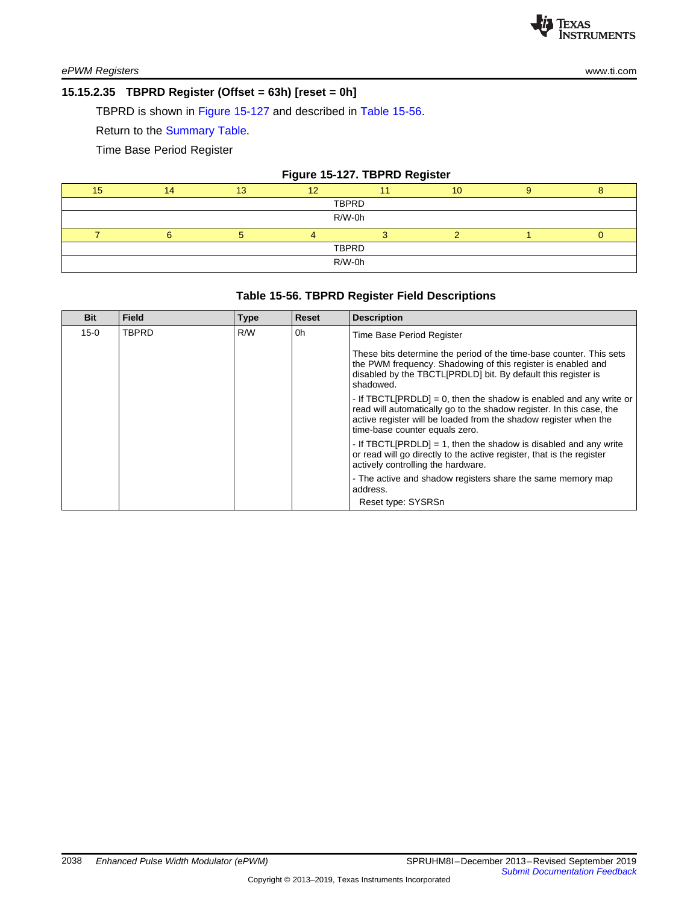### 15.15.2.35 TBPRD Register (Offset = 63h) [reset = 0h]

TBPRD is shown in Figure 15-127 and described in Table 15-56.

Return to the Summary Table.

Time Base Period Register

**Figure 15-127. TBPRD Register**

| 15 | 14 | 13 | 12 | 11 | 10 | 9 | 8 |
|---|---|---|---|---|---|---|---|
| TBPRD | | | | | | | |
| R/W-0h | | | | | | | |
| **7** | **6** | **5** | **4** | **3** | **2** | **1** | **0** |
| TBPRD | | | | | | | |
| R/W-0h | | | | | | | |

**Table 15-56. TBPRD Register Field Descriptions**

| Bit | Field | Type | Reset | Description |
|---|---|---|---|---|
| 15-0 | TBPRD | R/W | 0h | Time Base Period Register<br><br>These bits determine the period of the time-base counter. This sets the PWM frequency. Shadowing of this register is enabled and disabled by the TBCTL[PRDLD] bit. By default this register is shadowed.<br><br>- If TBCTL[PRDLD] = 0, then the shadow is enabled and any write or read will automatically go to the shadow register. In this case, the active register will be loaded from the shadow register when the time-base counter equals zero.<br><br>- If TBCTL[PRDLD] = 1, then the shadow is disabled and any write or read will go directly to the active register, that is the register actively controlling the hardware.<br><br>- The active and shadow registers share the same memory map address.<br>Reset type: SYSRSn |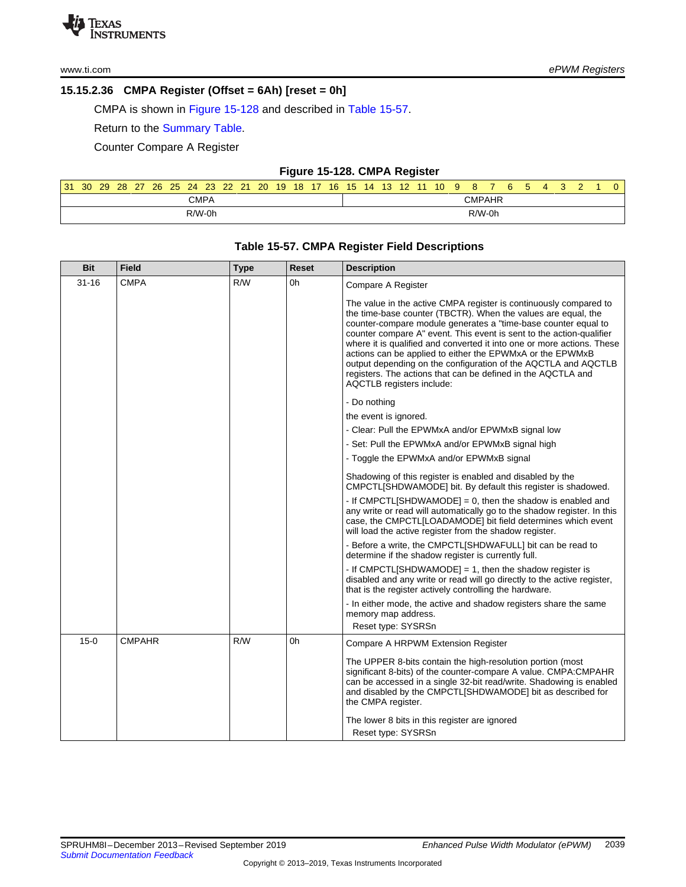### 15.15.2.36 CMPA Register (Offset = 6Ah) [reset = 0h]

CMPA is shown in Figure 15-128 and described in Table 15-57.

Return to the Summary Table.

Counter Compare A Register

**Figure 15-128. CMPA Register**

| 31–16 | 15–0 |
|---|---|
| CMPA | CMPAHR |
| R/W-0h | R/W-0h |

**Table 15-57. CMPA Register Field Descriptions**

| Bit | Field | Type | Reset | Description |
|---|---|---|---|---|
| 31-16 | CMPA | R/W | 0h | Compare A Register<br><br>The value in the active CMPA register is continuously compared to the time-base counter (TBCTR). When the values are equal, the counter-compare module generates a "time-base counter equal to counter compare A" event. This event is sent to the action-qualifier where it is qualified and converted it into one or more actions. These actions can be applied to either the EPWMxA or the EPWMxB output depending on the configuration of the AQCTLA and AQCTLB registers. The actions that can be defined in the AQCTLA and AQCTLB registers include:<br><br>- Do nothing<br>the event is ignored.<br>- Clear: Pull the EPWMxA and/or EPWMxB signal low<br>- Set: Pull the EPWMxA and/or EPWMxB signal high<br>- Toggle the EPWMxA and/or EPWMxB signal<br><br>Shadowing of this register is enabled and disabled by the CMPCTL[SHDWAMODE] bit. By default this register is shadowed.<br>- If CMPCTL[SHDWAMODE] = 0, then the shadow is enabled and any write or read will automatically go to the shadow register. In this case, the CMPCTL[LOADAMODE] bit field determines which event will load the active register from the shadow register.<br>- Before a write, the CMPCTL[SHDWAFULL] bit can be read to determine if the shadow register is currently full.<br>- If CMPCTL[SHDWAMODE] = 1, then the shadow register is disabled and any write or read will go directly to the active register, that is the register actively controlling the hardware.<br>- In either mode, the active and shadow registers share the same memory map address.<br>Reset type: SYSRSn |
| 15-0 | CMPAHR | R/W | 0h | Compare A HRPWM Extension Register<br><br>The UPPER 8-bits contain the high-resolution portion (most significant 8-bits) of the counter-compare A value. CMPA:CMPAHR can be accessed in a single 32-bit read/write. Shadowing is enabled and disabled by the CMPCTL[SHDWAMODE] bit as described for the CMPA register.<br><br>The lower 8 bits in this register are ignored<br>Reset type: SYSRSn |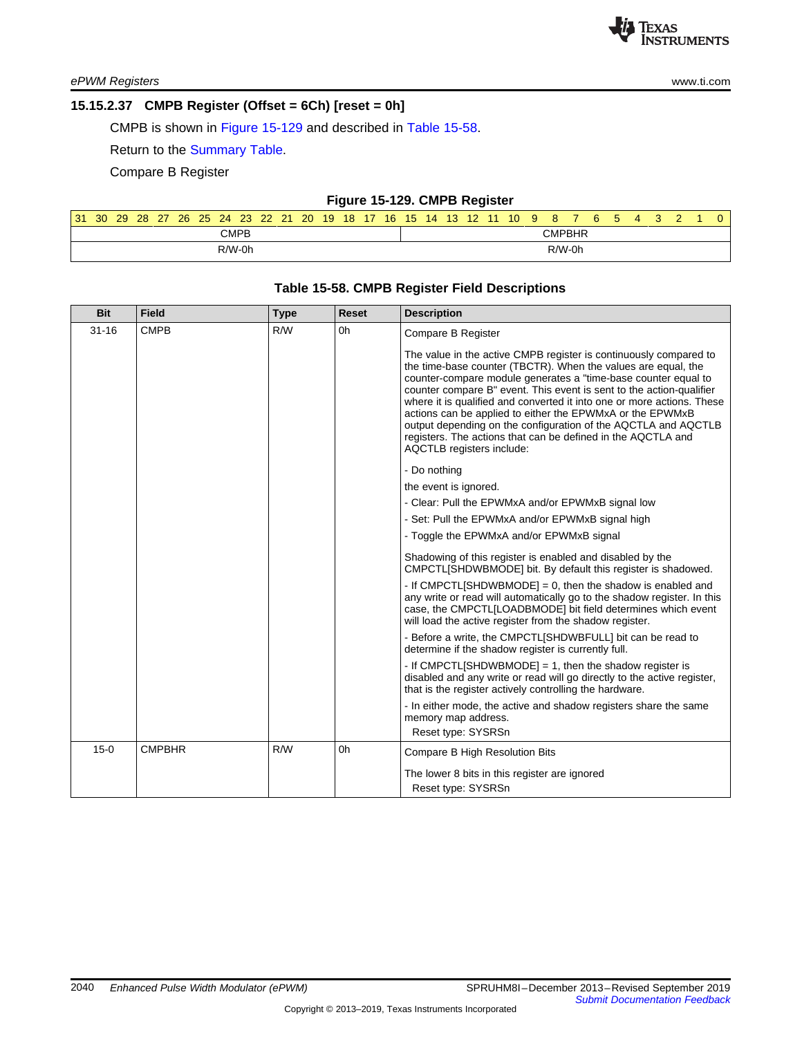### 15.15.2.37 CMPB Register (Offset = 6Ch) [reset = 0h]

CMPB is shown in Figure 15-129 and described in Table 15-58.

Return to the Summary Table.

Compare B Register

**Figure 15-129. CMPB Register**

| 31–16 | 15–0 |
|---|---|
| CMPB | CMPBHR |
| R/W-0h | R/W-0h |

**Table 15-58. CMPB Register Field Descriptions**

| Bit | Field | Type | Reset | Description |
|---|---|---|---|---|
| 31-16 | CMPB | R/W | 0h | Compare B Register<br><br>The value in the active CMPB register is continuously compared to the time-base counter (TBCTR). When the values are equal, the counter-compare module generates a "time-base counter equal to counter compare B" event. This event is sent to the action-qualifier where it is qualified and converted it into one or more actions. These actions can be applied to either the EPWMxA or the EPWMxB output depending on the configuration of the AQCTLA and AQCTLB registers. The actions that can be defined in the AQCTLA and AQCTLB registers include:<br><br>- Do nothing<br>the event is ignored.<br>- Clear: Pull the EPWMxA and/or EPWMxB signal low<br>- Set: Pull the EPWMxA and/or EPWMxB signal high<br>- Toggle the EPWMxA and/or EPWMxB signal<br><br>Shadowing of this register is enabled and disabled by the CMPCTL[SHDWBMODE] bit. By default this register is shadowed.<br>- If CMPCTL[SHDWBMODE] = 0, then the shadow is enabled and any write or read will automatically go to the shadow register. In this case, the CMPCTL[LOADBMODE] bit field determines which event will load the active register from the shadow register.<br>- Before a write, the CMPCTL[SHDWBFULL] bit can be read to determine if the shadow register is currently full.<br>- If CMPCTL[SHDWBMODE] = 1, then the shadow register is disabled and any write or read will go directly to the active register, that is the register actively controlling the hardware.<br>- In either mode, the active and shadow registers share the same memory map address.<br>Reset type: SYSRSn |
| 15-0 | CMPBHR | R/W | 0h | Compare B High Resolution Bits<br><br>The lower 8 bits in this register are ignored<br>Reset type: SYSRSn |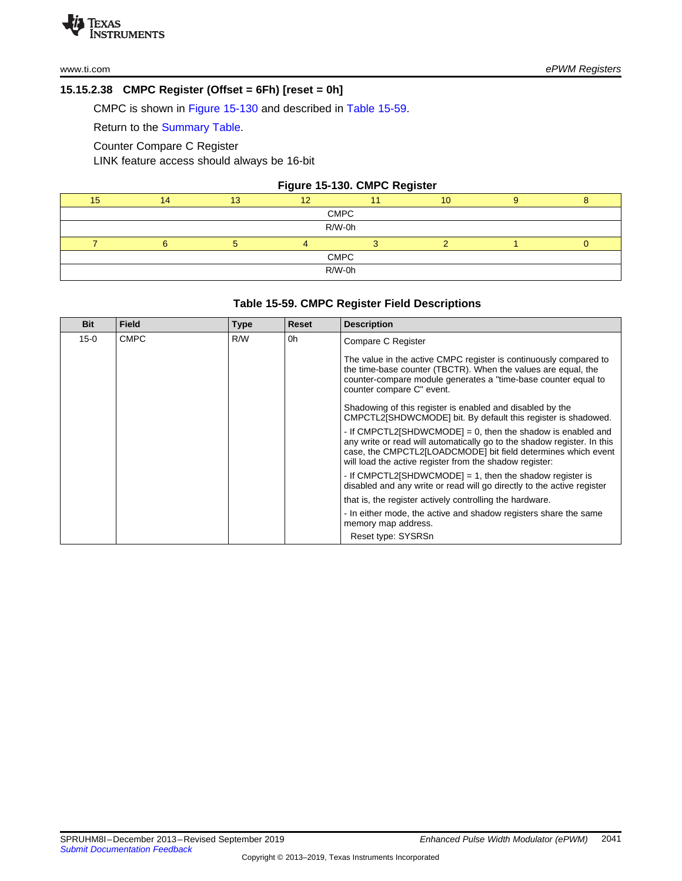### 15.15.2.38 CMPC Register (Offset = 6Fh) [reset = 0h]

CMPC is shown in Figure 15-130 and described in Table 15-59.

Return to the Summary Table.

Counter Compare C Register

LINK feature access should always be 16-bit

**Figure 15-130. CMPC Register**

| 15 | 14 | 13 | 12 | 11 | 10 | 9 | 8 |
|---|---|---|---|---|---|---|---|
| CMPC | | | | | | | |
| R/W-0h | | | | | | | |
| **7** | **6** | **5** | **4** | **3** | **2** | **1** | **0** |
| CMPC | | | | | | | |
| R/W-0h | | | | | | | |

**Table 15-59. CMPC Register Field Descriptions**

| Bit | Field | Type | Reset | Description |
|---|---|---|---|---|
| 15-0 | CMPC | R/W | 0h | Compare C Register<br><br>The value in the active CMPC register is continuously compared to the time-base counter (TBCTR). When the values are equal, the counter-compare module generates a "time-base counter equal to counter compare C" event.<br><br>Shadowing of this register is enabled and disabled by the CMPCTL2[SHDWCMODE] bit. By default this register is shadowed.<br><br>- If CMPCTL2[SHDWCMODE] = 0, then the shadow is enabled and any write or read will automatically go to the shadow register. In this case, the CMPCTL2[LOADCMODE] bit field determines which event will load the active register from the shadow register:<br><br>- If CMPCTL2[SHDWCMODE] = 1, then the shadow register is disabled and any write or read will go directly to the active register<br><br>that is, the register actively controlling the hardware.<br><br>- In either mode, the active and shadow registers share the same memory map address.<br><br>Reset type: SYSRSn |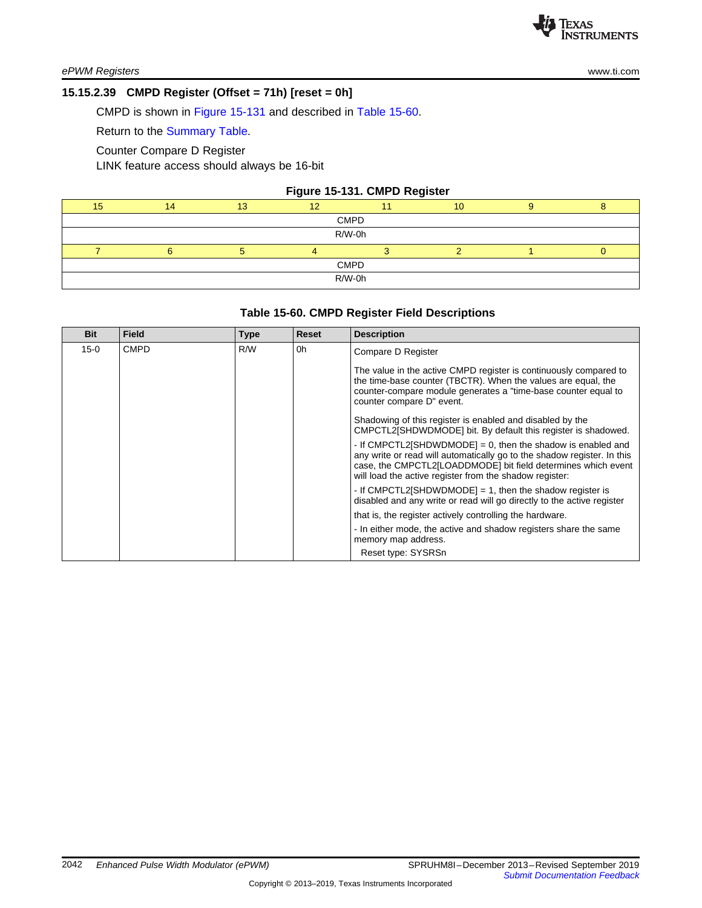### 15.15.2.39 CMPD Register (Offset = 71h) [reset = 0h]

CMPD is shown in Figure 15-131 and described in Table 15-60.

Return to the Summary Table.

Counter Compare D Register

LINK feature access should always be 16-bit

**Figure 15-131. CMPD Register**

| 15 | 14 | 13 | 12 | 11 | 10 | 9 | 8 |
|---|---|---|---|---|---|---|---|
| CMPD | | | | | | | |
| R/W-0h | | | | | | | |
| **7** | **6** | **5** | **4** | **3** | **2** | **1** | **0** |
| CMPD | | | | | | | |
| R/W-0h | | | | | | | |

**Table 15-60. CMPD Register Field Descriptions**

| Bit | Field | Type | Reset | Description |
|---|---|---|---|---|
| 15-0 | CMPD | R/W | 0h | Compare D Register<br><br>The value in the active CMPD register is continuously compared to the time-base counter (TBCTR). When the values are equal, the counter-compare module generates a "time-base counter equal to counter compare D" event.<br><br>Shadowing of this register is enabled and disabled by the CMPCTL2[SHDWDMODE] bit. By default this register is shadowed.<br><br>- If CMPCTL2[SHDWDMODE] = 0, then the shadow is enabled and any write or read will automatically go to the shadow register. In this case, the CMPCTL2[LOADDMODE] bit field determines which event will load the active register from the shadow register:<br><br>- If CMPCTL2[SHDWDMODE] = 1, then the shadow register is disabled and any write or read will go directly to the active register<br><br>that is, the register actively controlling the hardware.<br><br>- In either mode, the active and shadow registers share the same memory map address.<br><br>Reset type: SYSRSn |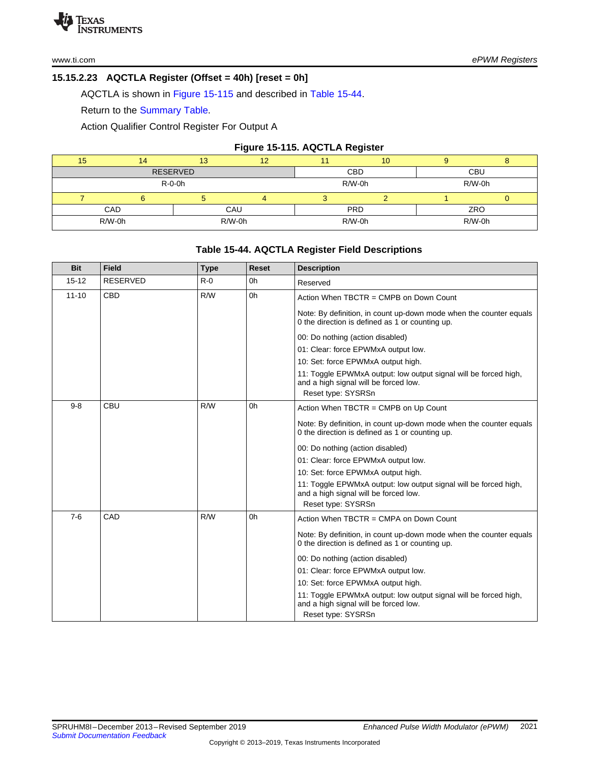### 15.15.2.23 AQCTLA Register (Offset = 40h) [reset = 0h]

AQCTLA is shown in Figure 15-115 and described in Table 15-44.

Return to the Summary Table.

Action Qualifier Control Register For Output A

**Figure 15-115. AQCTLA Register**

| 15 | 14 | 13 | 12 | 11 | 10 | 9 | 8 |
|---|---|---|---|---|---|---|---|
| RESERVED | | | | CBD | | CBU | |
| R-0-0h | | | | R/W-0h | | R/W-0h | |

| 7 | 6 | 5 | 4 | 3 | 2 | 1 | 0 |
|---|---|---|---|---|---|---|---|
| CAD | | CAU | | PRD | | ZRO | |
| R/W-0h | | R/W-0h | | R/W-0h | | R/W-0h | |

**Table 15-44. AQCTLA Register Field Descriptions**

| Bit | Field | Type | Reset | Description |
|---|---|---|---|---|
| 15-12 | RESERVED | R-0 | 0h | Reserved |
| 11-10 | CBD | R/W | 0h | Action When TBCTR = CMPB on Down Count<br><br>Note: By definition, in count up-down mode when the counter equals 0 the direction is defined as 1 or counting up.<br><br>00: Do nothing (action disabled)<br>01: Clear: force EPWMxA output low.<br>10: Set: force EPWMxA output high.<br>11: Toggle EPWMxA output: low output signal will be forced high, and a high signal will be forced low.<br>Reset type: SYSRSn |
| 9-8 | CBU | R/W | 0h | Action When TBCTR = CMPB on Up Count<br><br>Note: By definition, in count up-down mode when the counter equals 0 the direction is defined as 1 or counting up.<br><br>00: Do nothing (action disabled)<br>01: Clear: force EPWMxA output low.<br>10: Set: force EPWMxA output high.<br>11: Toggle EPWMxA output: low output signal will be forced high, and a high signal will be forced low.<br>Reset type: SYSRSn |
| 7-6 | CAD | R/W | 0h | Action When TBCTR = CMPA on Down Count<br><br>Note: By definition, in count up-down mode when the counter equals 0 the direction is defined as 1 or counting up.<br><br>00: Do nothing (action disabled)<br>01: Clear: force EPWMxA output low.<br>10: Set: force EPWMxA output high.<br>11: Toggle EPWMxA output: low output signal will be forced high, and a high signal will be forced low.<br>Reset type: SYSRSn |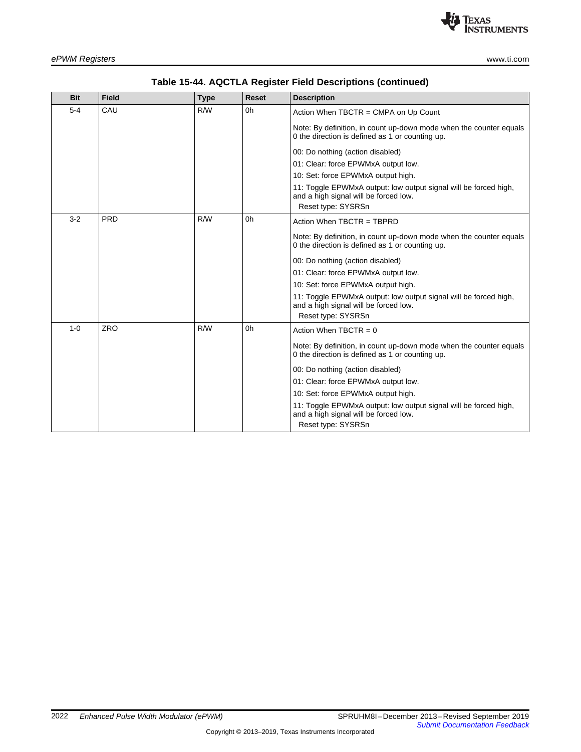**Table 15-44. AQCTLA Register Field Descriptions (continued)**

| Bit | Field | Type | Reset | Description |
|---|---|---|---|---|
| 5-4 | CAU | R/W | 0h | Action When TBCTR = CMPA on Up Count<br><br>Note: By definition, in count up-down mode when the counter equals 0 the direction is defined as 1 or counting up.<br><br>00: Do nothing (action disabled)<br>01: Clear: force EPWMxA output low.<br>10: Set: force EPWMxA output high.<br>11: Toggle EPWMxA output: low output signal will be forced high, and a high signal will be forced low.<br>Reset type: SYSRSn |
| 3-2 | PRD | R/W | 0h | Action When TBCTR = TBPRD<br><br>Note: By definition, in count up-down mode when the counter equals 0 the direction is defined as 1 or counting up.<br><br>00: Do nothing (action disabled)<br>01: Clear: force EPWMxA output low.<br>10: Set: force EPWMxA output high.<br>11: Toggle EPWMxA output: low output signal will be forced high, and a high signal will be forced low.<br>Reset type: SYSRSn |
| 1-0 | ZRO | R/W | 0h | Action When TBCTR = 0<br><br>Note: By definition, in count up-down mode when the counter equals 0 the direction is defined as 1 or counting up.<br><br>00: Do nothing (action disabled)<br>01: Clear: force EPWMxA output low.<br>10: Set: force EPWMxA output high.<br>11: Toggle EPWMxA output: low output signal will be forced high, and a high signal will be forced low.<br>Reset type: SYSRSn |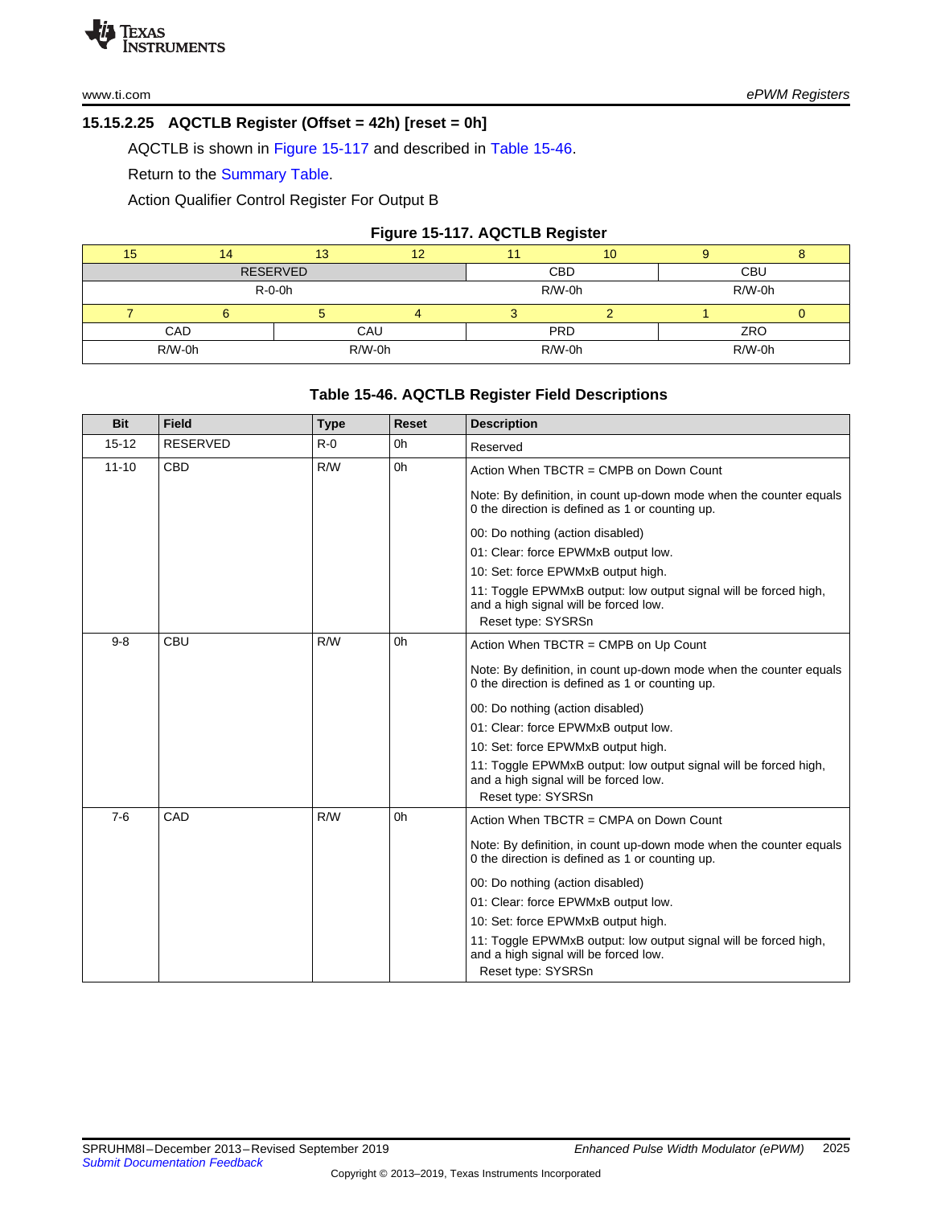### 15.15.2.25 AQCTLB Register (Offset = 42h) [reset = 0h]

AQCTLB is shown in Figure 15-117 and described in Table 15-46.

Return to the Summary Table.

Action Qualifier Control Register For Output B

**Figure 15-117. AQCTLB Register**

| 15 | 14 | 13 | 12 | 11 | 10 | 9 | 8 |
|---|---|---|---|---|---|---|---|
| RESERVED | | | | CBD | | CBU | |
| R-0-0h | | | | R/W-0h | | R/W-0h | |
| **7** | **6** | **5** | **4** | **3** | **2** | **1** | **0** |
| CAD | | CAU | | PRD | | ZRO | |
| R/W-0h | | R/W-0h | | R/W-0h | | R/W-0h | |

**Table 15-46. AQCTLB Register Field Descriptions**

| Bit | Field | Type | Reset | Description |
|---|---|---|---|---|
| 15-12 | RESERVED | R-0 | 0h | Reserved |
| 11-10 | CBD | R/W | 0h | Action When TBCTR = CMPB on Down Count<br><br>Note: By definition, in count up-down mode when the counter equals 0 the direction is defined as 1 or counting up.<br><br>00: Do nothing (action disabled)<br>01: Clear: force EPWMxB output low.<br>10: Set: force EPWMxB output high.<br>11: Toggle EPWMxB output: low output signal will be forced high, and a high signal will be forced low.<br>Reset type: SYSRSn |
| 9-8 | CBU | R/W | 0h | Action When TBCTR = CMPB on Up Count<br><br>Note: By definition, in count up-down mode when the counter equals 0 the direction is defined as 1 or counting up.<br><br>00: Do nothing (action disabled)<br>01: Clear: force EPWMxB output low.<br>10: Set: force EPWMxB output high.<br>11: Toggle EPWMxB output: low output signal will be forced high, and a high signal will be forced low.<br>Reset type: SYSRSn |
| 7-6 | CAD | R/W | 0h | Action When TBCTR = CMPA on Down Count<br><br>Note: By definition, in count up-down mode when the counter equals 0 the direction is defined as 1 or counting up.<br><br>00: Do nothing (action disabled)<br>01: Clear: force EPWMxB output low.<br>10: Set: force EPWMxB output high.<br>11: Toggle EPWMxB output: low output signal will be forced high, and a high signal will be forced low.<br>Reset type: SYSRSn |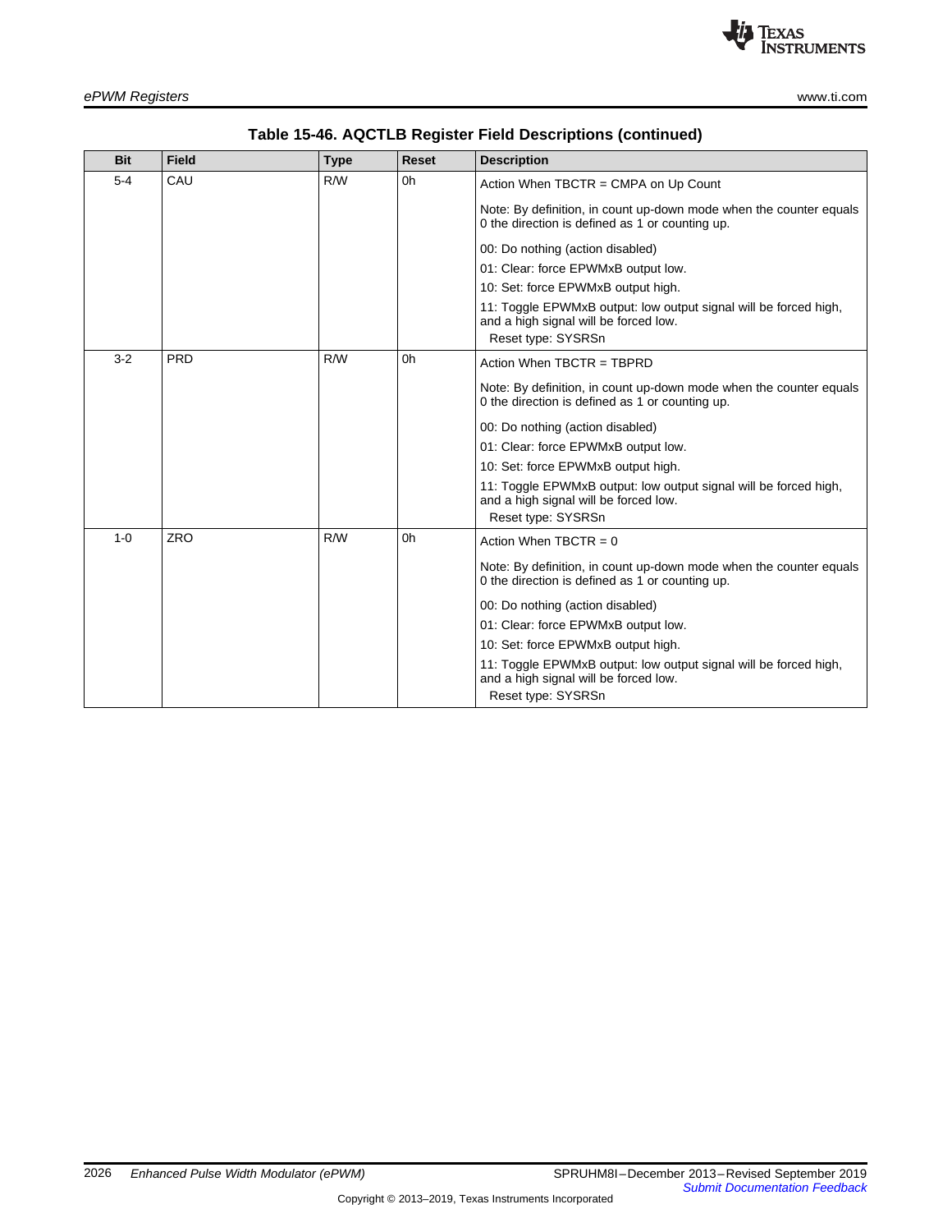**Table 15-46. AQCTLB Register Field Descriptions (continued)**

| Bit | Field | Type | Reset | Description |
|---|---|---|---|---|
| 5-4 | CAU | R/W | 0h | Action When TBCTR = CMPA on Up Count<br><br>Note: By definition, in count up-down mode when the counter equals 0 the direction is defined as 1 or counting up.<br><br>00: Do nothing (action disabled)<br>01: Clear: force EPWMxB output low.<br>10: Set: force EPWMxB output high.<br>11: Toggle EPWMxB output: low output signal will be forced high, and a high signal will be forced low.<br>Reset type: SYSRSn |
| 3-2 | PRD | R/W | 0h | Action When TBCTR = TBPRD<br><br>Note: By definition, in count up-down mode when the counter equals 0 the direction is defined as 1 or counting up.<br><br>00: Do nothing (action disabled)<br>01: Clear: force EPWMxB output low.<br>10: Set: force EPWMxB output high.<br>11: Toggle EPWMxB output: low output signal will be forced high, and a high signal will be forced low.<br>Reset type: SYSRSn |
| 1-0 | ZRO | R/W | 0h | Action When TBCTR = 0<br><br>Note: By definition, in count up-down mode when the counter equals 0 the direction is defined as 1 or counting up.<br><br>00: Do nothing (action disabled)<br>01: Clear: force EPWMxB output low.<br>10: Set: force EPWMxB output high.<br>11: Toggle EPWMxB output: low output signal will be forced high, and a high signal will be forced low.<br>Reset type: SYSRSn |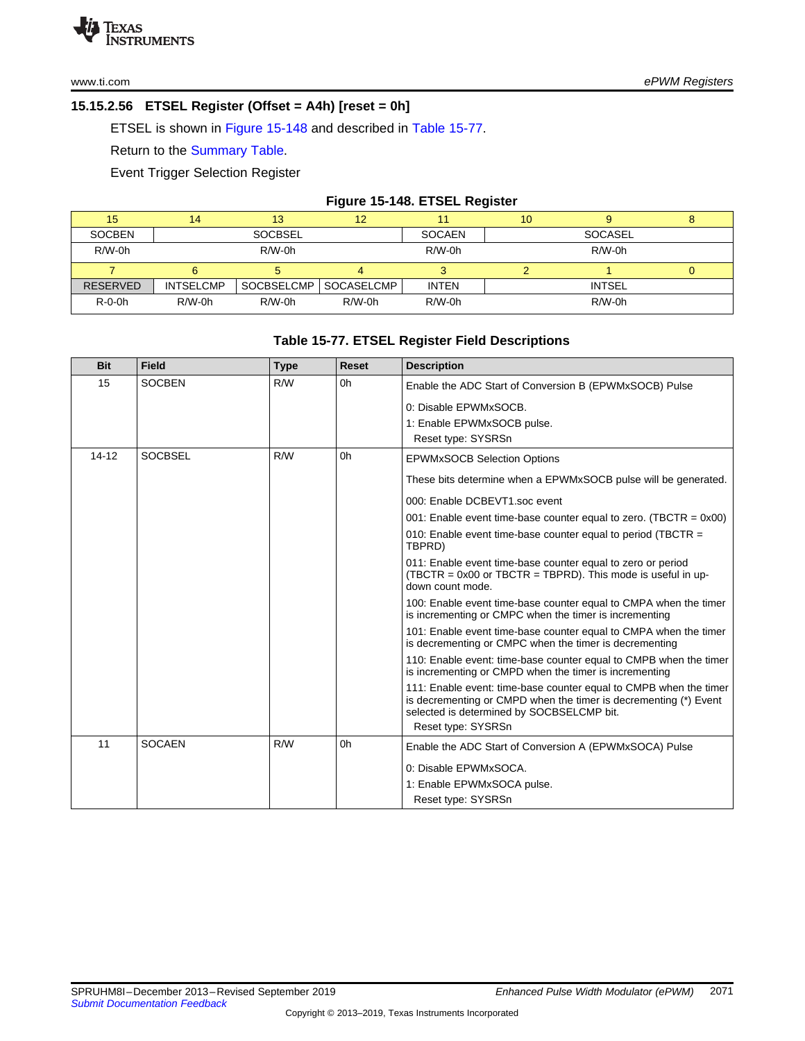### 15.15.2.56 ETSEL Register (Offset = A4h) [reset = 0h]

ETSEL is shown in Figure 15-148 and described in Table 15-77.

Return to the Summary Table.

Event Trigger Selection Register

**Figure 15-148. ETSEL Register**

| 15 | 14 | 13 | 12 | 11 | 10 | 9 | 8 |
|---|---|---|---|---|---|---|---|
| SOCBEN | SOCBSEL | | | SOCAEN | SOCASEL | | |
| R/W-0h | R/W-0h | | | R/W-0h | R/W-0h | | |
| **7** | **6** | **5** | **4** | **3** | **2** | **1** | **0** |
| RESERVED | INTSELCMP | SOCBSELCMP | SOCASELCMP | INTEN | INTSEL | | |
| R-0-0h | R/W-0h | R/W-0h | R/W-0h | R/W-0h | R/W-0h | | |

**Table 15-77. ETSEL Register Field Descriptions**

| Bit | Field | Type | Reset | Description |
|---|---|---|---|---|
| 15 | SOCBEN | R/W | 0h | Enable the ADC Start of Conversion B (EPWMxSOCB) Pulse<br><br>0: Disable EPWMxSOCB.<br>1: Enable EPWMxSOCB pulse.<br>Reset type: SYSRSn |
| 14-12 | SOCBSEL | R/W | 0h | EPWMxSOCB Selection Options<br><br>These bits determine when a EPWMxSOCB pulse will be generated.<br><br>000: Enable DCBEVT1.soc event<br>001: Enable event time-base counter equal to zero. (TBCTR = 0x00)<br>010: Enable event time-base counter equal to period (TBCTR = TBPRD)<br>011: Enable event time-base counter equal to zero or period (TBCTR = 0x00 or TBCTR = TBPRD). This mode is useful in up-down count mode.<br>100: Enable event time-base counter equal to CMPA when the timer is incrementing or CMPC when the timer is incrementing<br>101: Enable event time-base counter equal to CMPA when the timer is decrementing or CMPC when the timer is decrementing<br>110: Enable event: time-base counter equal to CMPB when the timer is incrementing or CMPD when the timer is incrementing<br>111: Enable event: time-base counter equal to CMPB when the timer is decrementing or CMPD when the timer is decrementing (*) Event selected is determined by SOCBSELCMP bit.<br>Reset type: SYSRSn |
| 11 | SOCAEN | R/W | 0h | Enable the ADC Start of Conversion A (EPWMxSOCA) Pulse<br><br>0: Disable EPWMxSOCA.<br>1: Enable EPWMxSOCA pulse.<br>Reset type: SYSRSn |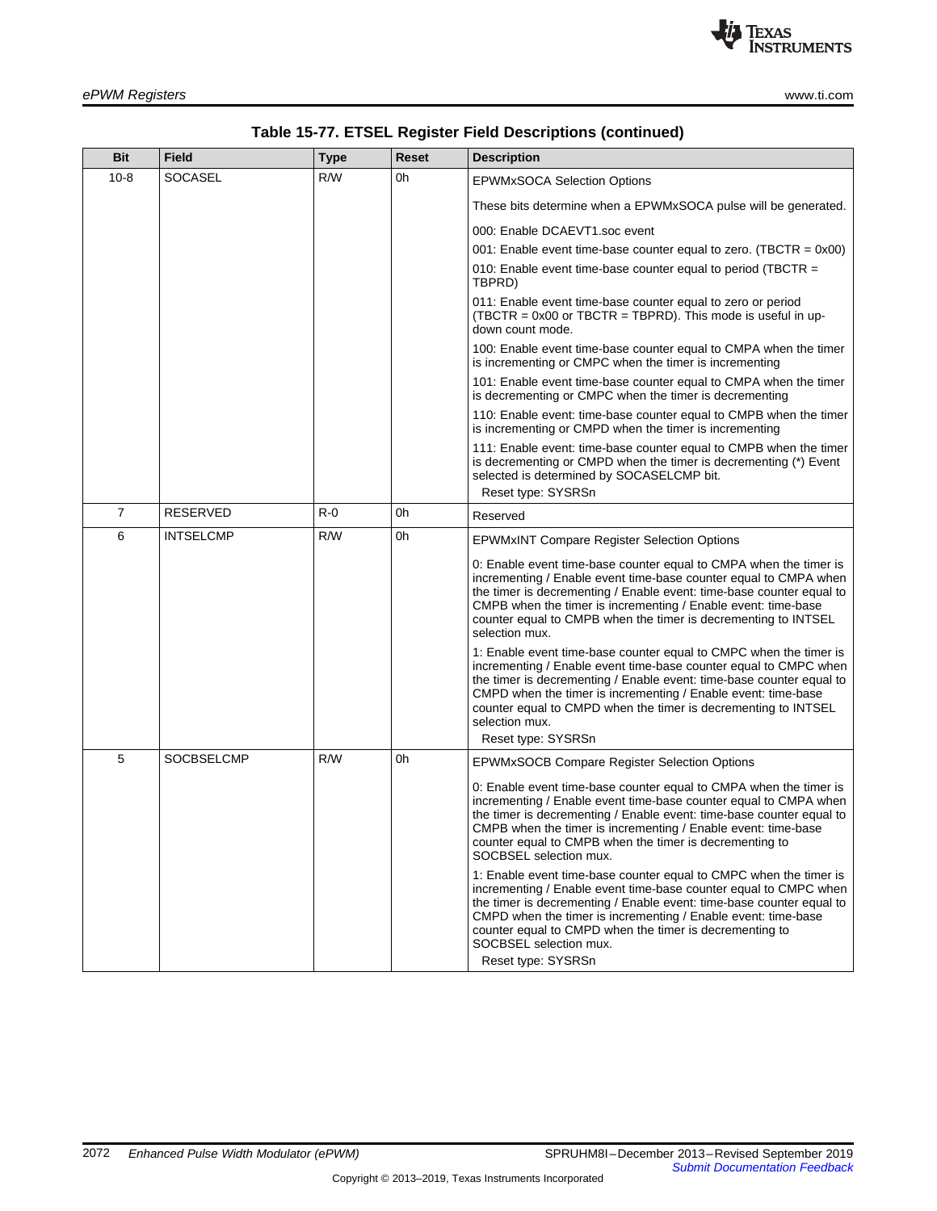**Table 15-77. ETSEL Register Field Descriptions (continued)**

| Bit | Field | Type | Reset | Description |
|---|---|---|---|---|
| 10-8 | SOCASEL | R/W | 0h | EPWMxSOCA Selection Options<br><br>These bits determine when a EPWMxSOCA pulse will be generated.<br><br>000: Enable DCAEVT1.soc event<br>001: Enable event time-base counter equal to zero. (TBCTR = 0x00)<br>010: Enable event time-base counter equal to period (TBCTR = TBPRD)<br>011: Enable event time-base counter equal to zero or period (TBCTR = 0x00 or TBCTR = TBPRD). This mode is useful in up-down count mode.<br>100: Enable event time-base counter equal to CMPA when the timer is incrementing or CMPC when the timer is incrementing<br>101: Enable event time-base counter equal to CMPA when the timer is decrementing or CMPC when the timer is decrementing<br>110: Enable event: time-base counter equal to CMPB when the timer is incrementing or CMPD when the timer is incrementing<br>111: Enable event: time-base counter equal to CMPB when the timer is decrementing or CMPD when the timer is decrementing (*) Event selected is determined by SOCASELCMP bit.<br>Reset type: SYSRSn |
| 7 | RESERVED | R-0 | 0h | Reserved |
| 6 | INTSELCMP | R/W | 0h | EPWMxINT Compare Register Selection Options<br><br>0: Enable event time-base counter equal to CMPA when the timer is incrementing / Enable event time-base counter equal to CMPA when the timer is decrementing / Enable event: time-base counter equal to CMPB when the timer is incrementing / Enable event: time-base counter equal to CMPB when the timer is decrementing to INTSEL selection mux.<br><br>1: Enable event time-base counter equal to CMPC when the timer is incrementing / Enable event time-base counter equal to CMPC when the timer is decrementing / Enable event: time-base counter equal to CMPD when the timer is incrementing / Enable event: time-base counter equal to CMPD when the timer is decrementing to INTSEL selection mux.<br>Reset type: SYSRSn |
| 5 | SOCBSELCMP | R/W | 0h | EPWMxSOCB Compare Register Selection Options<br><br>0: Enable event time-base counter equal to CMPA when the timer is incrementing / Enable event time-base counter equal to CMPA when the timer is decrementing / Enable event: time-base counter equal to CMPB when the timer is incrementing / Enable event: time-base counter equal to CMPB when the timer is decrementing to SOCBSEL selection mux.<br><br>1: Enable event time-base counter equal to CMPC when the timer is incrementing / Enable event time-base counter equal to CMPC when the timer is decrementing / Enable event: time-base counter equal to CMPD when the timer is incrementing / Enable event: time-base counter equal to CMPD when the timer is decrementing to SOCBSEL selection mux.<br>Reset type: SYSRSn |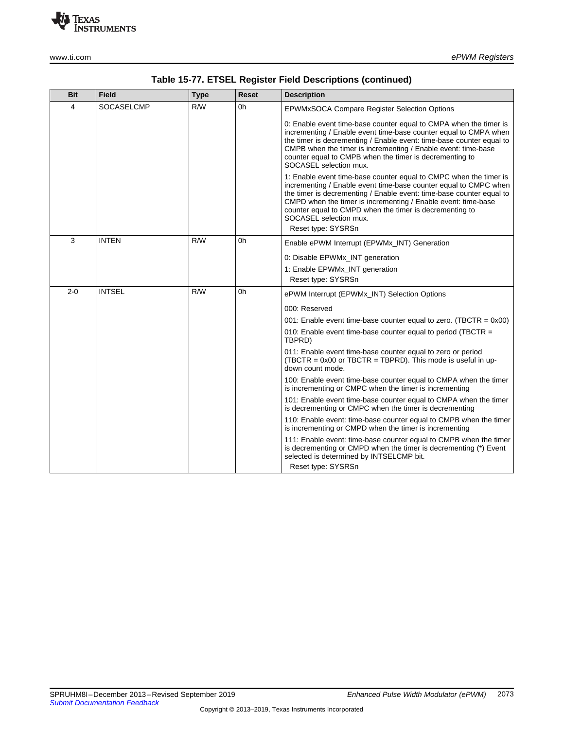**Table 15-77. ETSEL Register Field Descriptions (continued)**

| Bit | Field | Type | Reset | Description |
|---|---|---|---|---|
| 4 | SOCASELCMP | R/W | 0h | EPWMxSOCA Compare Register Selection Options<br><br>0: Enable event time-base counter equal to CMPA when the timer is incrementing / Enable event time-base counter equal to CMPA when the timer is decrementing / Enable event: time-base counter equal to CMPB when the timer is incrementing / Enable event: time-base counter equal to CMPB when the timer is decrementing to SOCASEL selection mux.<br><br>1: Enable event time-base counter equal to CMPC when the timer is incrementing / Enable event time-base counter equal to CMPC when the timer is decrementing / Enable event: time-base counter equal to CMPD when the timer is incrementing / Enable event: time-base counter equal to CMPD when the timer is decrementing to SOCASEL selection mux.<br>Reset type: SYSRSn |
| 3 | INTEN | R/W | 0h | Enable ePWM Interrupt (EPWMx_INT) Generation<br><br>0: Disable EPWMx_INT generation<br><br>1: Enable EPWMx_INT generation<br>Reset type: SYSRSn |
| 2-0 | INTSEL | R/W | 0h | ePWM Interrupt (EPWMx_INT) Selection Options<br><br>000: Reserved<br><br>001: Enable event time-base counter equal to zero. (TBCTR = 0x00)<br><br>010: Enable event time-base counter equal to period (TBCTR = TBPRD)<br><br>011: Enable event time-base counter equal to zero or period (TBCTR = 0x00 or TBCTR = TBPRD). This mode is useful in up-down count mode.<br><br>100: Enable event time-base counter equal to CMPA when the timer is incrementing or CMPC when the timer is incrementing<br><br>101: Enable event time-base counter equal to CMPA when the timer is decrementing or CMPC when the timer is decrementing<br><br>110: Enable event: time-base counter equal to CMPB when the timer is incrementing or CMPD when the timer is incrementing<br><br>111: Enable event: time-base counter equal to CMPB when the timer is decrementing or CMPD when the timer is decrementing (*) Event selected is determined by INTSELCMP bit.<br>Reset type: SYSRSn |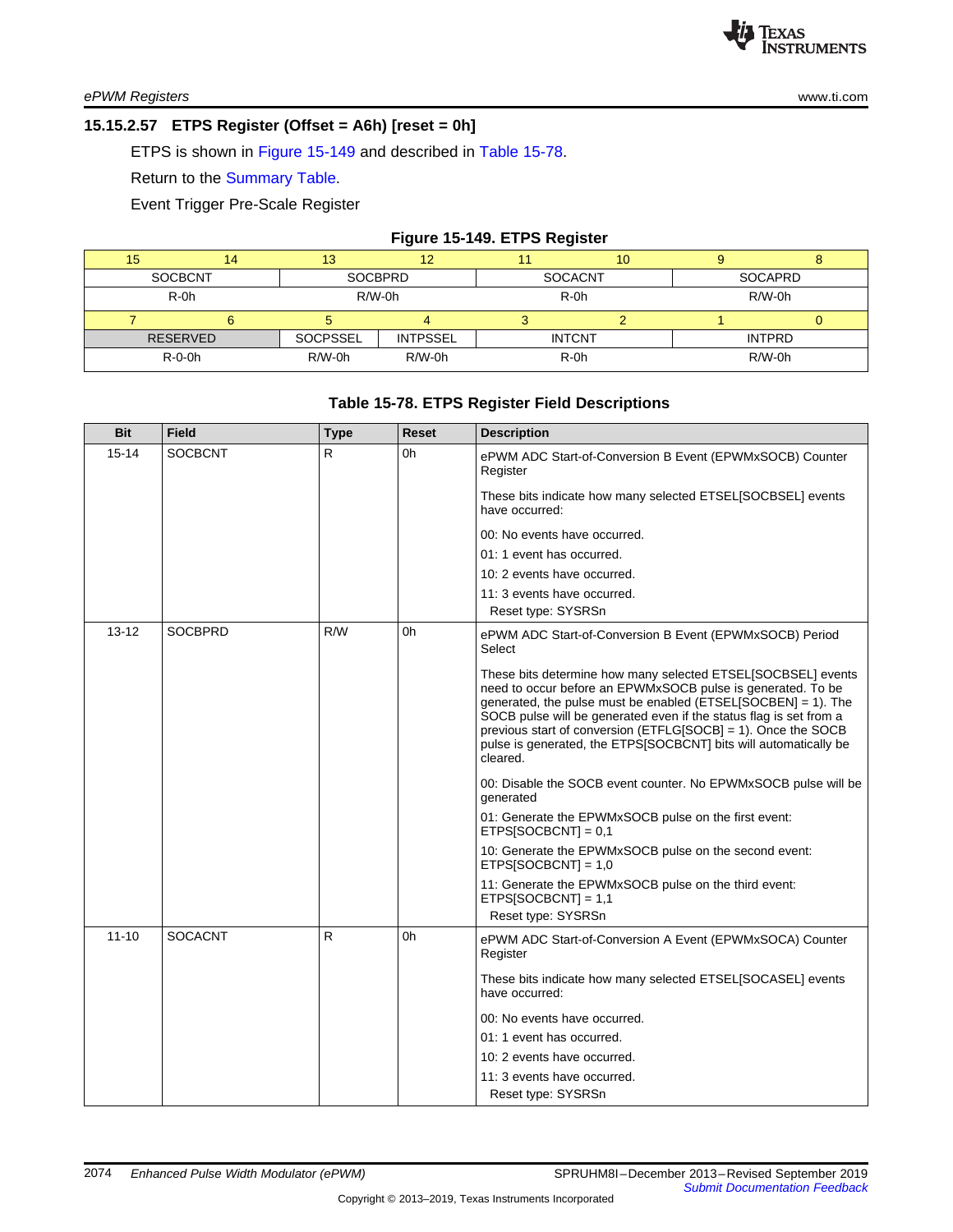### 15.15.2.57 ETPS Register (Offset = A6h) [reset = 0h]

ETPS is shown in Figure 15-149 and described in Table 15-78.

Return to the Summary Table.

Event Trigger Pre-Scale Register

**Figure 15-149. ETPS Register**

| 15 | 14 | 13 | 12 | 11 | 10 | 9 | 8 |
|---|---|---|---|---|---|---|---|
| SOCBCNT | | SOCBPRD | | SOCACNT | | SOCAPRD | |
| R-0h | | R/W-0h | | R-0h | | R/W-0h | |
| **7** | **6** | **5** | **4** | **3** | **2** | **1** | **0** |
| RESERVED | | SOCPSSEL | INTPSSEL | INTCNT | | INTPRD | |
| R-0-0h | | R/W-0h | R/W-0h | R-0h | | R/W-0h | |

**Table 15-78. ETPS Register Field Descriptions**

| Bit | Field | Type | Reset | Description |
|---|---|---|---|---|
| 15-14 | SOCBCNT | R | 0h | ePWM ADC Start-of-Conversion B Event (EPWMxSOCB) Counter Register<br><br>These bits indicate how many selected ETSEL[SOCBSEL] events have occurred:<br><br>00: No events have occurred.<br>01: 1 event has occurred.<br>10: 2 events have occurred.<br>11: 3 events have occurred.<br>Reset type: SYSRSn |
| 13-12 | SOCBPRD | R/W | 0h | ePWM ADC Start-of-Conversion B Event (EPWMxSOCB) Period Select<br><br>These bits determine how many selected ETSEL[SOCBSEL] events need to occur before an EPWMxSOCB pulse is generated. To be generated, the pulse must be enabled (ETSEL[SOCBEN] = 1). The SOCB pulse will be generated even if the status flag is set from a previous start of conversion (ETFLG[SOCB] = 1). Once the SOCB pulse is generated, the ETPS[SOCBCNT] bits will automatically be cleared.<br><br>00: Disable the SOCB event counter. No EPWMxSOCB pulse will be generated<br>01: Generate the EPWMxSOCB pulse on the first event: ETPS[SOCBCNT] = 0,1<br>10: Generate the EPWMxSOCB pulse on the second event: ETPS[SOCBCNT] = 1,0<br>11: Generate the EPWMxSOCB pulse on the third event: ETPS[SOCBCNT] = 1,1<br>Reset type: SYSRSn |
| 11-10 | SOCACNT | R | 0h | ePWM ADC Start-of-Conversion A Event (EPWMxSOCA) Counter Register<br><br>These bits indicate how many selected ETSEL[SOCASEL] events have occurred:<br><br>00: No events have occurred.<br>01: 1 event has occurred.<br>10: 2 events have occurred.<br>11: 3 events have occurred.<br>Reset type: SYSRSn |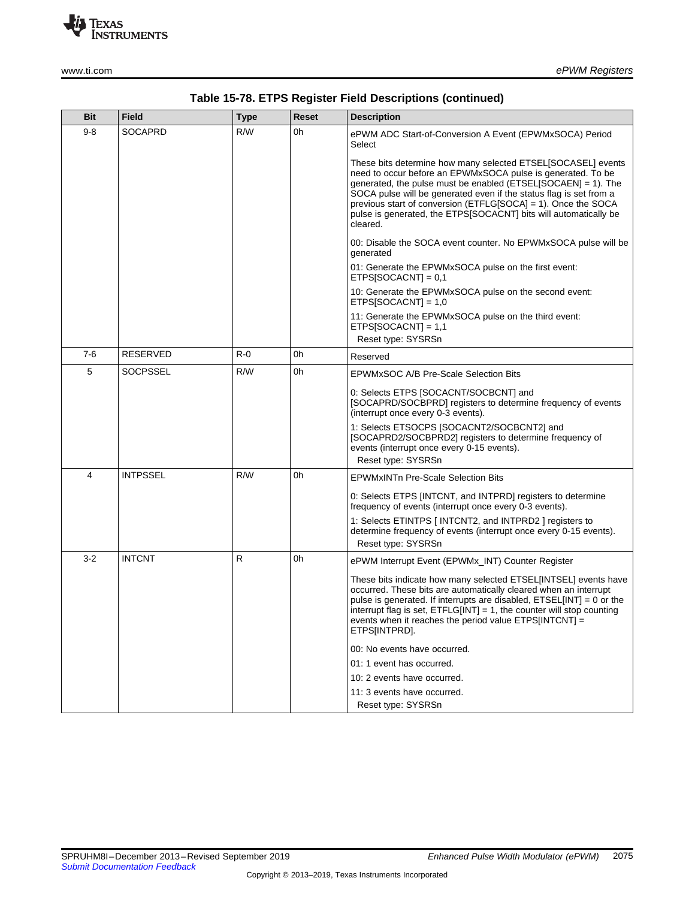**Table 15-78. ETPS Register Field Descriptions (continued)**

| Bit | Field | Type | Reset | Description |
|---|---|---|---|---|
| 9-8 | SOCAPRD | R/W | 0h | ePWM ADC Start-of-Conversion A Event (EPWMxSOCA) Period Select<br><br>These bits determine how many selected ETSEL[SOCASEL] events need to occur before an EPWMxSOCA pulse is generated. To be generated, the pulse must be enabled (ETSEL[SOCAEN] = 1). The SOCA pulse will be generated even if the status flag is set from a previous start of conversion (ETFLG[SOCA] = 1). Once the SOCA pulse is generated, the ETPS[SOCACNT] bits will automatically be cleared.<br><br>00: Disable the SOCA event counter. No EPWMxSOCA pulse will be generated<br>01: Generate the EPWMxSOCA pulse on the first event: ETPS[SOCACNT] = 0,1<br>10: Generate the EPWMxSOCA pulse on the second event: ETPS[SOCACNT] = 1,0<br>11: Generate the EPWMxSOCA pulse on the third event: ETPS[SOCACNT] = 1,1<br>Reset type: SYSRSn |
| 7-6 | RESERVED | R-0 | 0h | Reserved |
| 5 | SOCPSSEL | R/W | 0h | EPWMxSOC A/B Pre-Scale Selection Bits<br><br>0: Selects ETPS [SOCACNT/SOCBCNT] and [SOCAPRD/SOCBPRD] registers to determine frequency of events (interrupt once every 0-3 events).<br>1: Selects ETSOCPS [SOCACNT2/SOCBCNT2] and [SOCAPRD2/SOCBPRD2] registers to determine frequency of events (interrupt once every 0-15 events).<br>Reset type: SYSRSn |
| 4 | INTPSSEL | R/W | 0h | EPWMxINTn Pre-Scale Selection Bits<br><br>0: Selects ETPS [INTCNT, and INTPRD] registers to determine frequency of events (interrupt once every 0-3 events).<br>1: Selects ETINTPS [ INTCNT2, and INTPRD2 ] registers to determine frequency of events (interrupt once every 0-15 events).<br>Reset type: SYSRSn |
| 3-2 | INTCNT | R | 0h | ePWM Interrupt Event (EPWMx_INT) Counter Register<br><br>These bits indicate how many selected ETSEL[INTSEL] events have occurred. These bits are automatically cleared when an interrupt pulse is generated. If interrupts are disabled, ETSEL[INT] = 0 or the interrupt flag is set, ETFLG[INT] = 1, the counter will stop counting events when it reaches the period value ETPS[INTCNT] = ETPS[INTPRD].<br><br>00: No events have occurred.<br>01: 1 event has occurred.<br>10: 2 events have occurred.<br>11: 3 events have occurred.<br>Reset type: SYSRSn |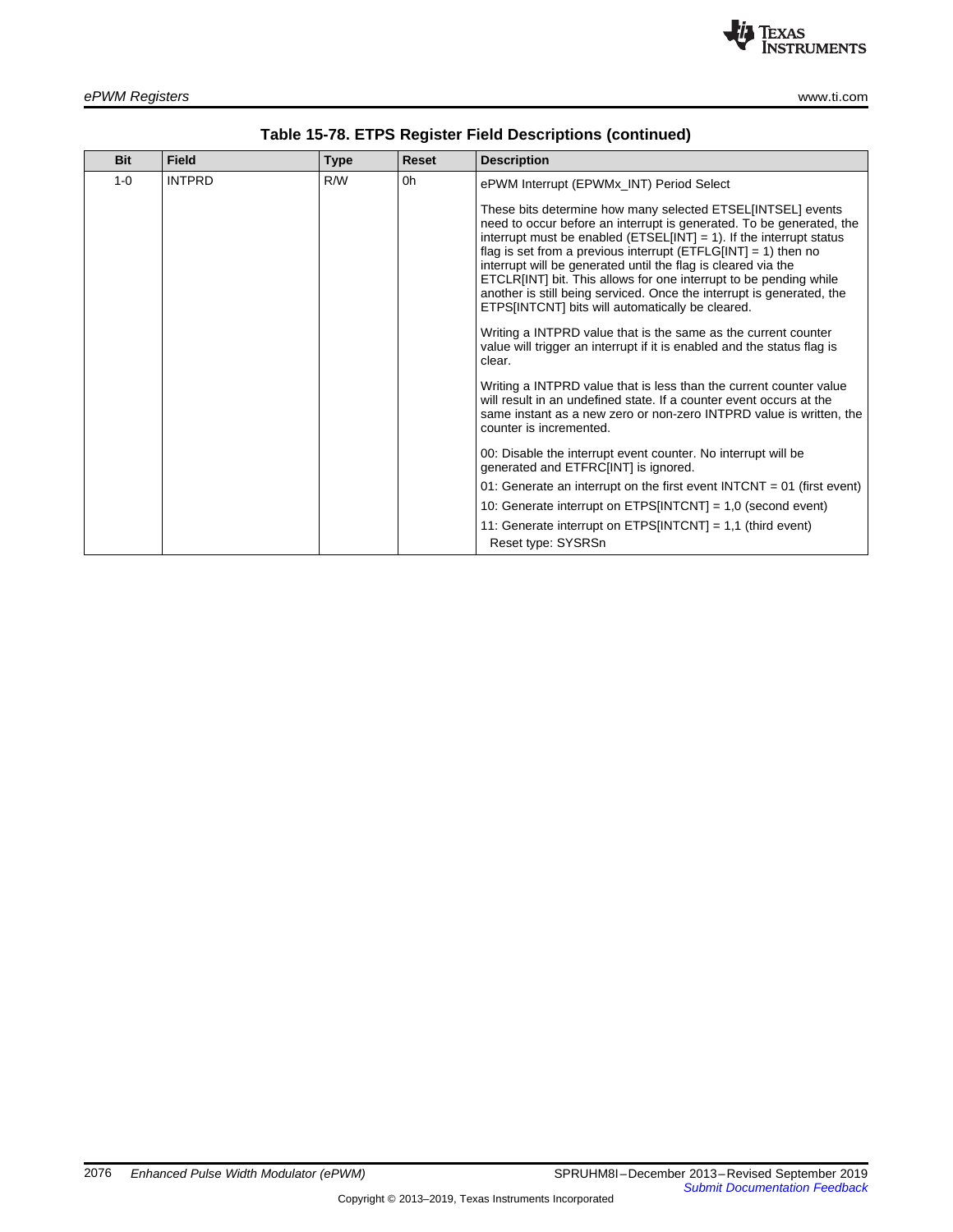### Table 15-78. ETPS Register Field Descriptions (continued)

| Bit | Field | Type | Reset | Description |
|---|---|---|---|---|
| 1-0 | INTPRD | R/W | 0h | ePWM Interrupt (EPWMx_INT) Period Select<br><br>These bits determine how many selected ETSEL[INTSEL] events need to occur before an interrupt is generated. To be generated, the interrupt must be enabled (ETSEL[INT] = 1). If the interrupt status flag is set from a previous interrupt (ETFLG[INT] = 1) then no interrupt will be generated until the flag is cleared via the ETCLR[INT] bit. This allows for one interrupt to be pending while another is still being serviced. Once the interrupt is generated, the ETPS[INTCNT] bits will automatically be cleared.<br><br>Writing a INTPRD value that is the same as the current counter value will trigger an interrupt if it is enabled and the status flag is clear.<br><br>Writing a INTPRD value that is less than the current counter value will result in an undefined state. If a counter event occurs at the same instant as a new zero or non-zero INTPRD value is written, the counter is incremented.<br><br>00: Disable the interrupt event counter. No interrupt will be generated and ETFRC[INT] is ignored.<br>01: Generate an interrupt on the first event INTCNT = 01 (first event)<br>10: Generate interrupt on ETPS[INTCNT] = 1,0 (second event)<br>11: Generate interrupt on ETPS[INTCNT] = 1,1 (third event)<br>Reset type: SYSRSn |